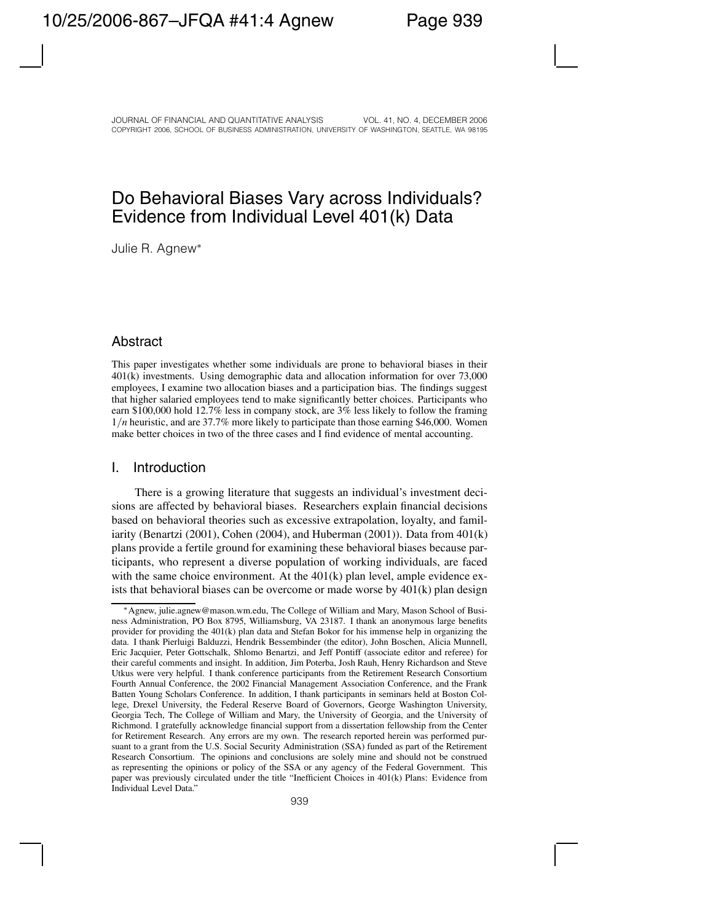# Do Behavioral Biases Vary across Individuals? Evidence from Individual Level 401(k) Data

Julie R. Agnew*

## Abstract

This paper investigates whether some individuals are prone to behavioral biases in their 401(k) investments. Using demographic data and allocation information for over 73,000 employees, I examine two allocation biases and a participation bias. The findings suggest that higher salaried employees tend to make significantly better choices. Participants who earn \$100,000 hold 12.7% less in company stock, are 3% less likely to follow the framing $1/n$ heuristic, and are 37.7% more likely to participate than those earning \$46,000. Women make better choices in two of the three cases and I find evidence of mental accounting.

## I. Introduction

There is a growing literature that suggests an individual's investment decisions are affected by behavioral biases. Researchers explain financial decisions based on behavioral theories such as excessive extrapolation, loyalty, and familiarity (Benartzi (2001), Cohen (2004), and Huberman (2001)). Data from 401(k) plans provide a fertile ground for examining these behavioral biases because participants, who represent a diverse population of working individuals, are faced with the same choice environment. At the 401(k) plan level, ample evidence exists that behavioral biases can be overcome or made worse by 401(k) plan design

---

*Agnew, julie.agnew@mason.wm.edu, The College of William and Mary, Mason School of Business Administration, PO Box 8795, Williamsburg, VA 23187. I thank an anonymous large benefits provider for providing the 401(k) plan data and Stefan Bokor for his immense help in organizing the data. I thank Pierluigi Balduzzi, Hendrik Bessembinder (the editor), John Boschen, Alicia Munnell, Eric Jacquier, Peter Gottschalk, Shlomo Benartzi, and Jeff Pontiff (associate editor and referee) for their careful comments and insight. In addition, Jim Poterba, Josh Rauh, Henry Richardson and Steve Utkus were very helpful. I thank conference participants from the Retirement Research Consortium Fourth Annual Conference, the 2002 Financial Management Association Conference, and the Frank Batten Young Scholars Conference. In addition, I thank participants in seminars held at Boston College, Drexel University, the Federal Reserve Board of Governors, George Washington University, Georgia Tech, The College of William and Mary, the University of Georgia, and the University of Richmond. I gratefully acknowledge financial support from a dissertation fellowship from the Center for Retirement Research. Any errors are my own. The research reported herein was performed pursuant to a grant from the U.S. Social Security Administration (SSA) funded as part of the Retirement Research Consortium. The opinions and conclusions are solely mine and should not be construed as representing the opinions or policy of the SSA or any agency of the Federal Government. This paper was previously circulated under the title "Inefficient Choices in 401(k) Plans: Evidence from Individual Level Data."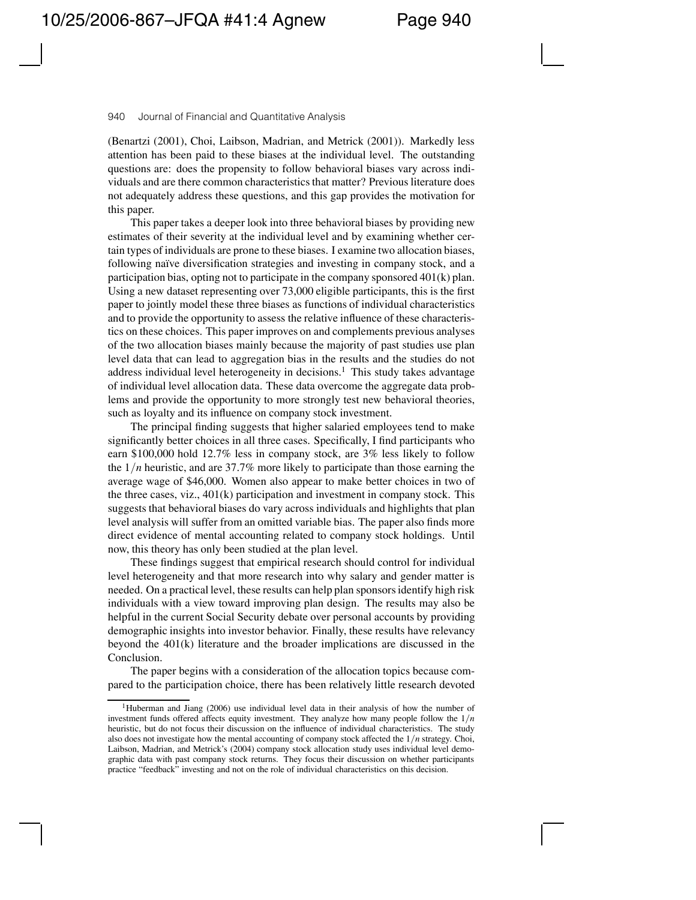(Benartzi (2001), Choi, Laibson, Madrian, and Metrick (2001)). Markedly less attention has been paid to these biases at the individual level. The outstanding questions are: does the propensity to follow behavioral biases vary across individuals and are there common characteristics that matter? Previous literature does not adequately address these questions, and this gap provides the motivation for this paper.

This paper takes a deeper look into three behavioral biases by providing new estimates of their severity at the individual level and by examining whether certain types of individuals are prone to these biases. I examine two allocation biases, following naïve diversification strategies and investing in company stock, and a participation bias, opting not to participate in the company sponsored 401(k) plan. Using a new dataset representing over 73,000 eligible participants, this is the first paper to jointly model these three biases as functions of individual characteristics and to provide the opportunity to assess the relative influence of these characteristics on these choices. This paper improves on and complements previous analyses of the two allocation biases mainly because the majority of past studies use plan level data that can lead to aggregation bias in the results and the studies do not address individual level heterogeneity in decisions.[1] This study takes advantage of individual level allocation data. These data overcome the aggregate data problems and provide the opportunity to more strongly test new behavioral theories, such as loyalty and its influence on company stock investment.

The principal finding suggests that higher salaried employees tend to make significantly better choices in all three cases. Specifically, I find participants who earn \$100,000 hold 12.7% less in company stock, are 3% less likely to follow the $1/n$ heuristic, and are 37.7% more likely to participate than those earning the average wage of \$46,000. Women also appear to make better choices in two of the three cases, viz., 401(k) participation and investment in company stock. This suggests that behavioral biases do vary across individuals and highlights that plan level analysis will suffer from an omitted variable bias. The paper also finds more direct evidence of mental accounting related to company stock holdings. Until now, this theory has only been studied at the plan level.

These findings suggest that empirical research should control for individual level heterogeneity and that more research into why salary and gender matter is needed. On a practical level, these results can help plan sponsors identify high risk individuals with a view toward improving plan design. The results may also be helpful in the current Social Security debate over personal accounts by providing demographic insights into investor behavior. Finally, these results have relevancy beyond the 401(k) literature and the broader implications are discussed in the Conclusion.

The paper begins with a consideration of the allocation topics because compared to the participation choice, there has been relatively little research devoted

---

[1]Huberman and Jiang (2006) use individual level data in their analysis of how the number of investment funds offered affects equity investment. They analyze how many people follow the $1/n$ heuristic, but do not focus their discussion on the influence of individual characteristics. The study also does not investigate how the mental accounting of company stock affected the $1/n$ strategy. Choi, Laibson, Madrian, and Metrick's (2004) company stock allocation study uses individual level demographic data with past company stock returns. They focus their discussion on whether participants practice "feedback" investing and not on the role of individual characteristics on this decision.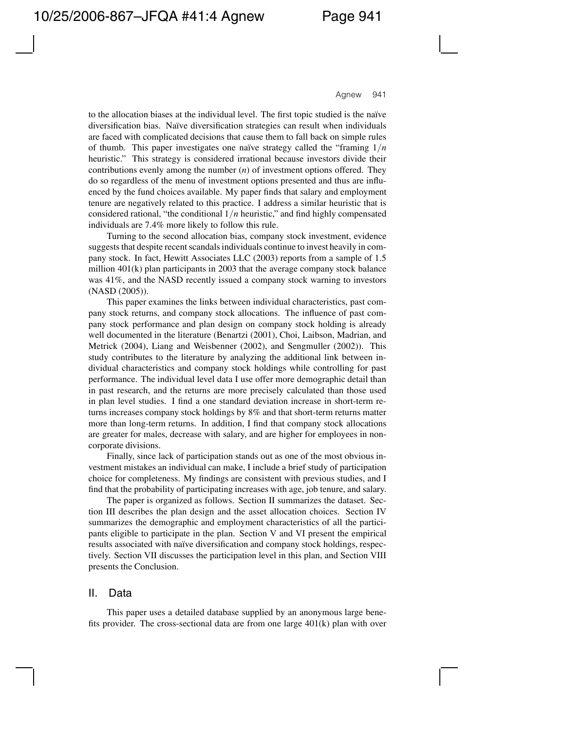to the allocation biases at the individual level. The first topic studied is the naïve diversification bias. Naïve diversification strategies can result when individuals are faced with complicated decisions that cause them to fall back on simple rules of thumb. This paper investigates one naïve strategy called the "framing $1/n$ heuristic." This strategy is considered irrational because investors divide their contributions evenly among the number ($n$) of investment options offered. They do so regardless of the menu of investment options presented and thus are influenced by the fund choices available. My paper finds that salary and employment tenure are negatively related to this practice. I address a similar heuristic that is considered rational, "the conditional $1/n$ heuristic," and find highly compensated individuals are 7.4% more likely to follow this rule.

Turning to the second allocation bias, company stock investment, evidence suggests that despite recent scandals individuals continue to invest heavily in company stock. In fact, Hewitt Associates LLC (2003) reports from a sample of 1.5 million 401(k) plan participants in 2003 that the average company stock balance was 41%, and the NASD recently issued a company stock warning to investors (NASD (2005)).

This paper examines the links between individual characteristics, past company stock returns, and company stock allocations. The influence of past company stock performance and plan design on company stock holding is already well documented in the literature (Benartzi (2001), Choi, Laibson, Madrian, and Metrick (2004), Liang and Weisbenner (2002), and Sengmuller (2002)). This study contributes to the literature by analyzing the additional link between individual characteristics and company stock holdings while controlling for past performance. The individual level data I use offer more demographic detail than in past research, and the returns are more precisely calculated than those used in plan level studies. I find a one standard deviation increase in short-term returns increases company stock holdings by 8% and that short-term returns matter more than long-term returns. In addition, I find that company stock allocations are greater for males, decrease with salary, and are higher for employees in noncorporate divisions.

Finally, since lack of participation stands out as one of the most obvious investment mistakes an individual can make, I include a brief study of participation choice for completeness. My findings are consistent with previous studies, and I find that the probability of participating increases with age, job tenure, and salary.

The paper is organized as follows. Section II summarizes the dataset. Section III describes the plan design and the asset allocation choices. Section IV summarizes the demographic and employment characteristics of all the participants eligible to participate in the plan. Section V and VI present the empirical results associated with naïve diversification and company stock holdings, respectively. Section VII discusses the participation level in this plan, and Section VIII presents the Conclusion.

## II. Data

This paper uses a detailed database supplied by an anonymous large benefits provider. The cross-sectional data are from one large 401(k) plan with over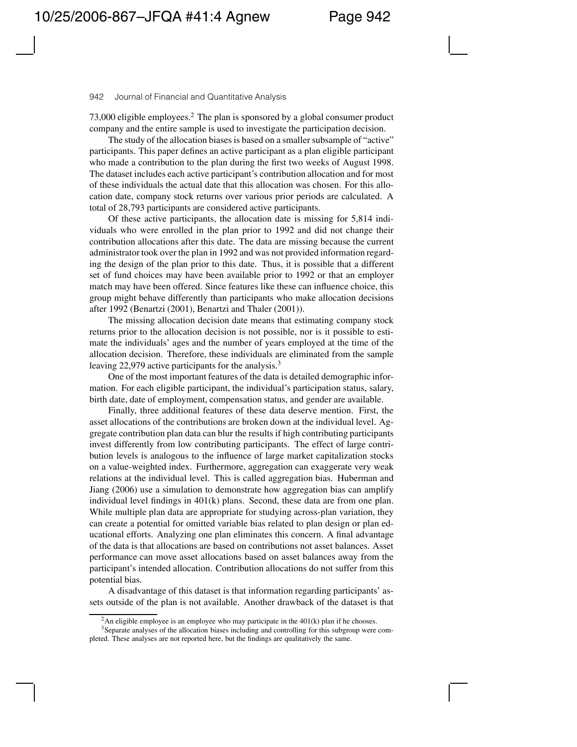73,000 eligible employees.[2] The plan is sponsored by a global consumer product company and the entire sample is used to investigate the participation decision.

The study of the allocation biases is based on a smaller subsample of "active" participants. This paper defines an active participant as a plan eligible participant who made a contribution to the plan during the first two weeks of August 1998. The dataset includes each active participant's contribution allocation and for most of these individuals the actual date that this allocation was chosen. For this allocation date, company stock returns over various prior periods are calculated. A total of 28,793 participants are considered active participants.

Of these active participants, the allocation date is missing for 5,814 individuals who were enrolled in the plan prior to 1992 and did not change their contribution allocations after this date. The data are missing because the current administrator took over the plan in 1992 and was not provided information regarding the design of the plan prior to this date. Thus, it is possible that a different set of fund choices may have been available prior to 1992 or that an employer match may have been offered. Since features like these can influence choice, this group might behave differently than participants who make allocation decisions after 1992 (Benartzi (2001), Benartzi and Thaler (2001)).

The missing allocation decision date means that estimating company stock returns prior to the allocation decision is not possible, nor is it possible to estimate the individuals' ages and the number of years employed at the time of the allocation decision. Therefore, these individuals are eliminated from the sample leaving 22,979 active participants for the analysis.[3]

One of the most important features of the data is detailed demographic information. For each eligible participant, the individual's participation status, salary, birth date, date of employment, compensation status, and gender are available.

Finally, three additional features of these data deserve mention. First, the asset allocations of the contributions are broken down at the individual level. Aggregate contribution plan data can blur the results if high contributing participants invest differently from low contributing participants. The effect of large contribution levels is analogous to the influence of large market capitalization stocks on a value-weighted index. Furthermore, aggregation can exaggerate very weak relations at the individual level. This is called aggregation bias. Huberman and Jiang (2006) use a simulation to demonstrate how aggregation bias can amplify individual level findings in 401(k) plans. Second, these data are from one plan. While multiple plan data are appropriate for studying across-plan variation, they can create a potential for omitted variable bias related to plan design or plan educational efforts. Analyzing one plan eliminates this concern. A final advantage of the data is that allocations are based on contributions not asset balances. Asset performance can move asset allocations based on asset balances away from the participant's intended allocation. Contribution allocations do not suffer from this potential bias.

A disadvantage of this dataset is that information regarding participants' assets outside of the plan is not available. Another drawback of the dataset is that

[2] An eligible employee is an employee who may participate in the 401(k) plan if he chooses.

[3] Separate analyses of the allocation biases including and controlling for this subgroup were completed. These analyses are not reported here, but the findings are qualitatively the same.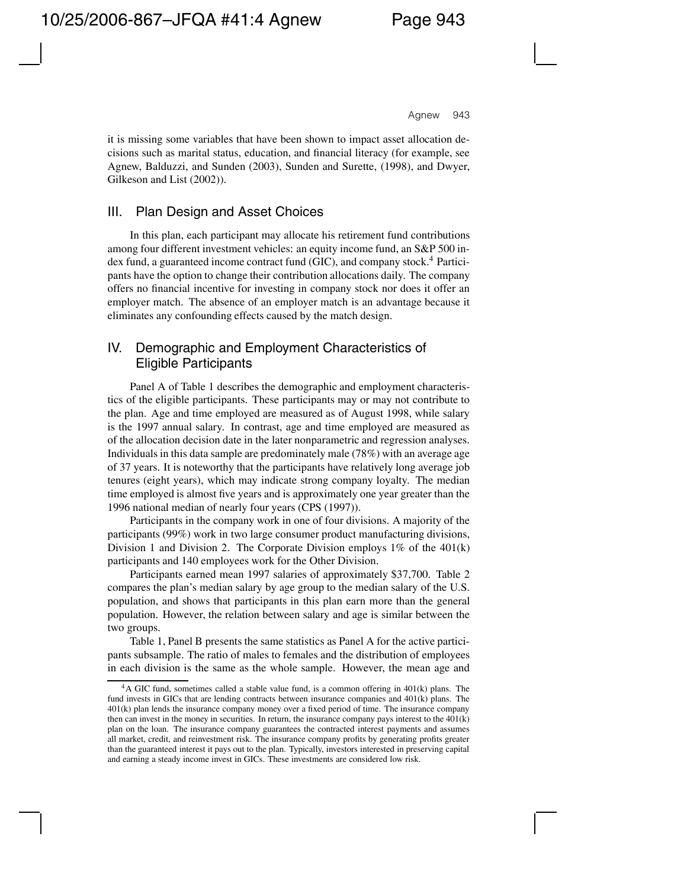it is missing some variables that have been shown to impact asset allocation decisions such as marital status, education, and financial literacy (for example, see Agnew, Balduzzi, and Sunden (2003), Sunden and Surette, (1998), and Dwyer, Gilkeson and List (2002)).

## III. Plan Design and Asset Choices

In this plan, each participant may allocate his retirement fund contributions among four different investment vehicles: an equity income fund, an S&P 500 index fund, a guaranteed income contract fund (GIC), and company stock.[4] Participants have the option to change their contribution allocations daily. The company offers no financial incentive for investing in company stock nor does it offer an employer match. The absence of an employer match is an advantage because it eliminates any confounding effects caused by the match design.

## IV. Demographic and Employment Characteristics of Eligible Participants

Panel A of Table 1 describes the demographic and employment characteristics of the eligible participants. These participants may or may not contribute to the plan. Age and time employed are measured as of August 1998, while salary is the 1997 annual salary. In contrast, age and time employed are measured as of the allocation decision date in the later nonparametric and regression analyses. Individuals in this data sample are predominately male (78%) with an average age of 37 years. It is noteworthy that the participants have relatively long average job tenures (eight years), which may indicate strong company loyalty. The median time employed is almost five years and is approximately one year greater than the 1996 national median of nearly four years (CPS (1997)).

Participants in the company work in one of four divisions. A majority of the participants (99%) work in two large consumer product manufacturing divisions, Division 1 and Division 2. The Corporate Division employs 1% of the 401(k) participants and 140 employees work for the Other Division.

Participants earned mean 1997 salaries of approximately $37,700. Table 2 compares the plan's median salary by age group to the median salary of the U.S. population, and shows that participants in this plan earn more than the general population. However, the relation between salary and age is similar between the two groups.

Table 1, Panel B presents the same statistics as Panel A for the active participants subsample. The ratio of males to females and the distribution of employees in each division is the same as the whole sample. However, the mean age and

---

[4] A GIC fund, sometimes called a stable value fund, is a common offering in 401(k) plans. The fund invests in GICs that are lending contracts between insurance companies and 401(k) plans. The 401(k) plan lends the insurance company money over a fixed period of time. The insurance company then can invest in the money in securities. In return, the insurance company pays interest to the 401(k) plan on the loan. The insurance company guarantees the contracted interest payments and assumes all market, credit, and reinvestment risk. The insurance company profits by generating profits greater than the guaranteed interest it pays out to the plan. Typically, investors interested in preserving capital and earning a steady income invest in GICs. These investments are considered low risk.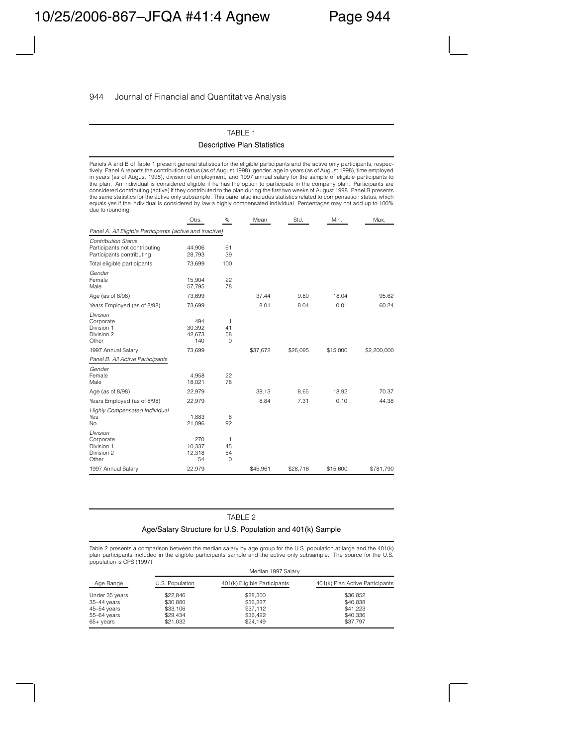TABLE 1

Descriptive Plan Statistics

Panels A and B of Table 1 present general statistics for the eligible participants and the active only participants, respectively. Panel A reports the contribution status (as of August 1998), gender, age in years (as of August 1998), time employed in years (as of August 1998), division of employment, and 1997 annual salary for the sample of eligible participants to the plan. An individual is considered eligible if he has the option to participate in the company plan. Participants are considered contributing (active) if they contributed to the plan during the first two weeks of August 1998. Panel B presents the same statistics for the active only subsample. This panel also includes statistics related to compensation status, which equals yes if the individual is considered by law a highly compensated individual. Percentages may not add up to 100% due to rounding.

| | Obs. | % | Mean | Std. | Min. | Max. |
|---|---|---|---|---|---|---|
| *Panel A. All Eligible Participants (active and inactive)* | | | | | | |
| *Contribution Status* | | | | | | |
| Participants not contributing | 44,906 | 61 | | | | |
| Participants contributing | 28,793 | 39 | | | | |
| Total eligible participants | 73,699 | 100 | | | | |
| *Gender* | | | | | | |
| Female | 15,904 | 22 | | | | |
| Male | 57,795 | 78 | | | | |
| Age (as of 8/98) | 73,699 | | 37.44 | 9.80 | 18.04 | 95.62 |
| Years Employed (as of 8/98) | 73,699 | | 8.01 | 8.04 | 0.01 | 60.24 |
| *Division* | | | | | | |
| Corporate | 494 | 1 | | | | |
| Division 1 | 30,392 | 41 | | | | |
| Division 2 | 42,673 | 58 | | | | |
| Other | 140 | 0 | | | | |
| 1997 Annual Salary | 73,699 | | $37,672 | $26,095 | $15,000 | $2,200,000 |
| *Panel B. All Active Participants* | | | | | | |
| *Gender* | | | | | | |
| Female | 4,958 | 22 | | | | |
| Male | 18,021 | 78 | | | | |
| Age (as of 8/98) | 22,979 | | 38.13 | 8.65 | 18.92 | 70.37 |
| Years Employed (as of 8/98) | 22,979 | | 8.84 | 7.31 | 0.10 | 44.38 |
| *Highly Compensated Individual* | | | | | | |
| Yes | 1,883 | 8 | | | | |
| No | 21,096 | 92 | | | | |
| *Division* | | | | | | |
| Corporate | 270 | 1 | | | | |
| Division 1 | 10,337 | 45 | | | | |
| Division 2 | 12,318 | 54 | | | | |
| Other | 54 | 0 | | | | |
| 1997 Annual Salary | 22,979 | | $45,961 | $28,716 | $15,600 | $781,790 |

TABLE 2

Age/Salary Structure for U.S. Population and 401(k) Sample

Table 2 presents a comparison between the median salary by age group for the U.S. population at large and the 401(k) plan participants included in the eligible participants sample and the active only subsample. The source for the U.S. population is CPS (1997).

| | Median 1997 Salary | | |
|---|---|---|---|
| Age Range | U.S. Population | 401(k) Eligible Participants | 401(k) Plan Active Participants |
| Under 35 years | $22,846 | $28,300 | $36,852 |
| 35–44 years | $30,880 | $36,327 | $40,838 |
| 45–54 years | $33,106 | $37,112 | $41,223 |
| 55–64 years | $29,434 | $36,422 | $40,336 |
| 65+ years | $21,032 | $24,149 | $37,797 |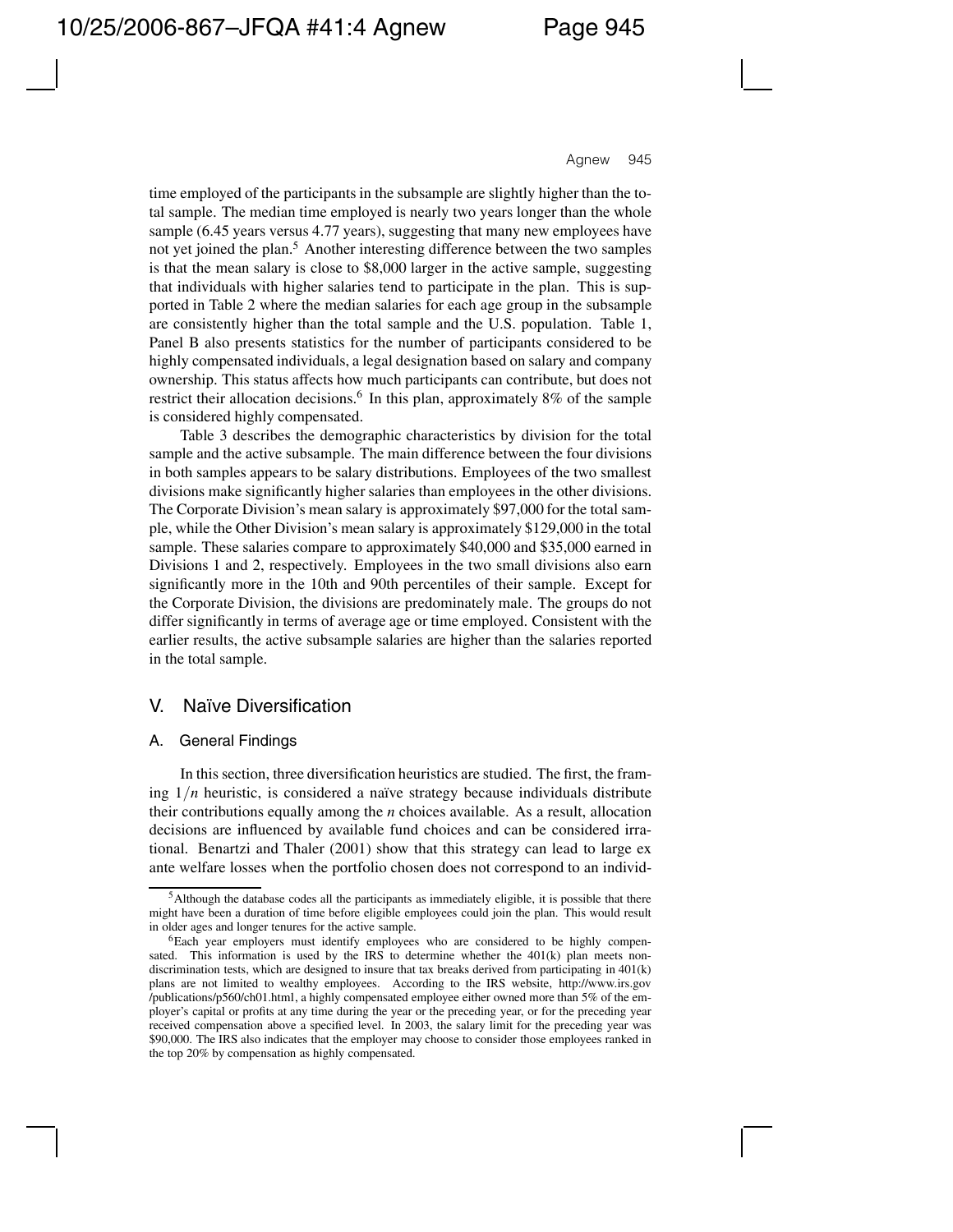time employed of the participants in the subsample are slightly higher than the total sample. The median time employed is nearly two years longer than the whole sample (6.45 years versus 4.77 years), suggesting that many new employees have not yet joined the plan.[5] Another interesting difference between the two samples is that the mean salary is close to $8,000 larger in the active sample, suggesting that individuals with higher salaries tend to participate in the plan. This is supported in Table 2 where the median salaries for each age group in the subsample are consistently higher than the total sample and the U.S. population. Table 1, Panel B also presents statistics for the number of participants considered to be highly compensated individuals, a legal designation based on salary and company ownership. This status affects how much participants can contribute, but does not restrict their allocation decisions.[6] In this plan, approximately 8% of the sample is considered highly compensated.

Table 3 describes the demographic characteristics by division for the total sample and the active subsample. The main difference between the four divisions in both samples appears to be salary distributions. Employees of the two smallest divisions make significantly higher salaries than employees in the other divisions. The Corporate Division's mean salary is approximately $97,000 for the total sample, while the Other Division's mean salary is approximately $129,000 in the total sample. These salaries compare to approximately $40,000 and $35,000 earned in Divisions 1 and 2, respectively. Employees in the two small divisions also earn significantly more in the 10th and 90th percentiles of their sample. Except for the Corporate Division, the divisions are predominately male. The groups do not differ significantly in terms of average age or time employed. Consistent with the earlier results, the active subsample salaries are higher than the salaries reported in the total sample.

## V. Naïve Diversification

### A. General Findings

In this section, three diversification heuristics are studied. The first, the framing $1/n$ heuristic, is considered a naïve strategy because individuals distribute their contributions equally among the $n$ choices available. As a result, allocation decisions are influenced by available fund choices and can be considered irrational. Benartzi and Thaler (2001) show that this strategy can lead to large ex ante welfare losses when the portfolio chosen does not correspond to an individ-

[5] Although the database codes all the participants as immediately eligible, it is possible that there might have been a duration of time before eligible employees could join the plan. This would result in older ages and longer tenures for the active sample.

[6] Each year employers must identify employees who are considered to be highly compensated. This information is used by the IRS to determine whether the 401(k) plan meets nondiscrimination tests, which are designed to insure that tax breaks derived from participating in 401(k) plans are not limited to wealthy employees. According to the IRS website, http://www.irs.gov/publications/p560/ch01.html, a highly compensated employee either owned more than 5% of the employer's capital or profits at any time during the year or the preceding year, or for the preceding year received compensation above a specified level. In 2003, the salary limit for the preceding year was $90,000. The IRS also indicates that the employer may choose to consider those employees ranked in the top 20% by compensation as highly compensated.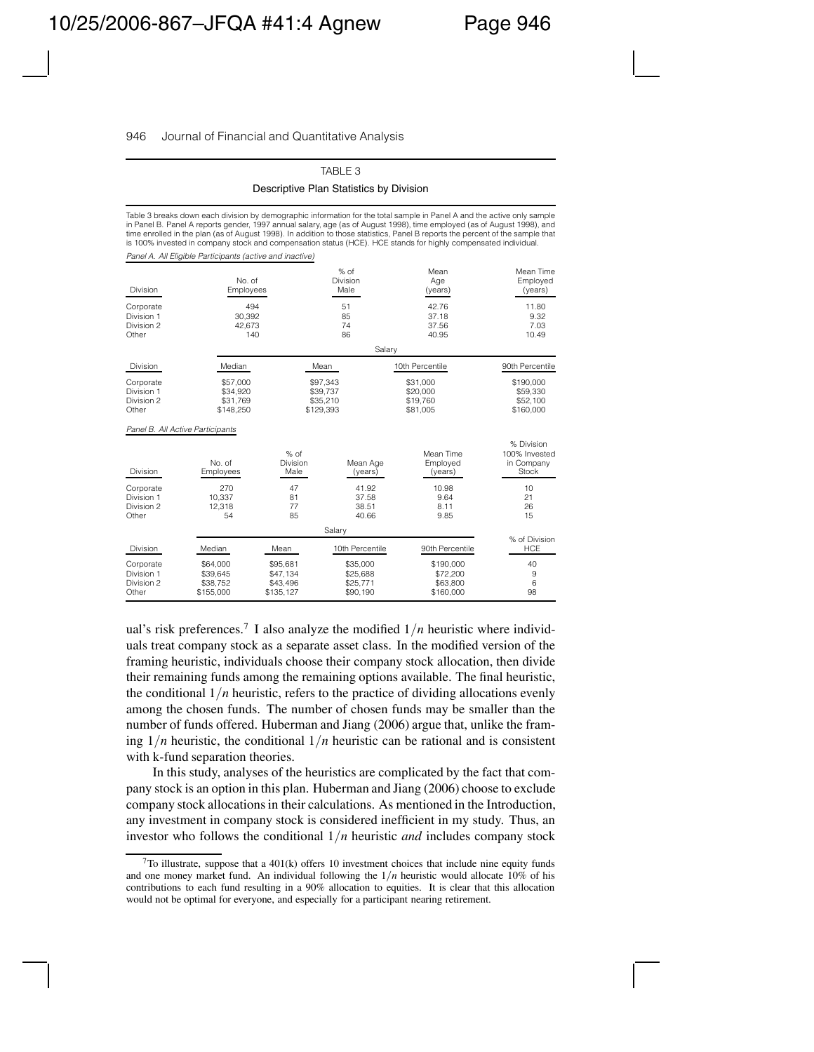TABLE 3

Descriptive Plan Statistics by Division

Table 3 breaks down each division by demographic information for the total sample in Panel A and the active only sample in Panel B. Panel A reports gender, 1997 annual salary, age (as of August 1998), time employed (as of August 1998), and time enrolled in the plan (as of August 1998). In addition to those statistics, Panel B reports the percent of the sample that is 100% invested in company stock and compensation status (HCE). HCE stands for highly compensated individual.

*Panel A. All Eligible Participants (active and inactive)*

| Division | No. of Employees | % of Division Male | Mean Age (years) | Mean Time Employed (years) |
|---|---|---|---|---|
| Corporate | 494 | 51 | 42.76 | 11.80 |
| Division 1 | 30,392 | 85 | 37.18 | 9.32 |
| Division 2 | 42,673 | 74 | 37.56 | 7.03 |
| Other | 140 | 86 | 40.95 | 10.49 |

| | Salary | | | |
|---|---|---|---|---|
| Division | Median | Mean | 10th Percentile | 90th Percentile |
| Corporate | $57,000 | $97,343 | $31,000 | $190,000 |
| Division 1 | $34,920 | $39,737 | $20,000 | $59,330 |
| Division 2 | $31,769 | $35,210 | $19,760 | $52,100 |
| Other | $148,250 | $129,393 | $81,005 | $160,000 |

*Panel B. All Active Participants*

| Division | No. of Employees | % of Division Male | Mean Age (years) | Mean Time Employed (years) | % Division 100% Invested in Company Stock |
|---|---|---|---|---|---|
| Corporate | 270 | 47 | 41.92 | 10.98 | 10 |
| Division 1 | 10,337 | 81 | 37.58 | 9.64 | 21 |
| Division 2 | 12,318 | 77 | 38.51 | 8.11 | 26 |
| Other | 54 | 85 | 40.66 | 9.85 | 15 |

| | Salary | | | | |
|---|---|---|---|---|---|
| Division | Median | Mean | 10th Percentile | 90th Percentile | % of Division HCE |
| Corporate | $64,000 | $95,681 | $35,000 | $190,000 | 40 |
| Division 1 | $39,645 | $47,134 | $25,688 | $72,200 | 9 |
| Division 2 | $38,752 | $43,496 | $25,771 | $63,800 | 6 |
| Other | $155,000 | $135,127 | $90,190 | $160,000 | 98 |

ual's risk preferences.[7] I also analyze the modified $1/n$ heuristic where individuals treat company stock as a separate asset class. In the modified version of the framing heuristic, individuals choose their company stock allocation, then divide their remaining funds among the remaining options available. The final heuristic, the conditional $1/n$ heuristic, refers to the practice of dividing allocations evenly among the chosen funds. The number of chosen funds may be smaller than the number of funds offered. Huberman and Jiang (2006) argue that, unlike the framing $1/n$ heuristic, the conditional $1/n$ heuristic can be rational and is consistent with k-fund separation theories.

In this study, analyses of the heuristics are complicated by the fact that company stock is an option in this plan. Huberman and Jiang (2006) choose to exclude company stock allocations in their calculations. As mentioned in the Introduction, any investment in company stock is considered inefficient in my study. Thus, an investor who follows the conditional $1/n$ heuristic *and* includes company stock

[7]To illustrate, suppose that a 401(k) offers 10 investment choices that include nine equity funds and one money market fund. An individual following the $1/n$ heuristic would allocate 10% of his contributions to each fund resulting in a 90% allocation to equities. It is clear that this allocation would not be optimal for everyone, and especially for a participant nearing retirement.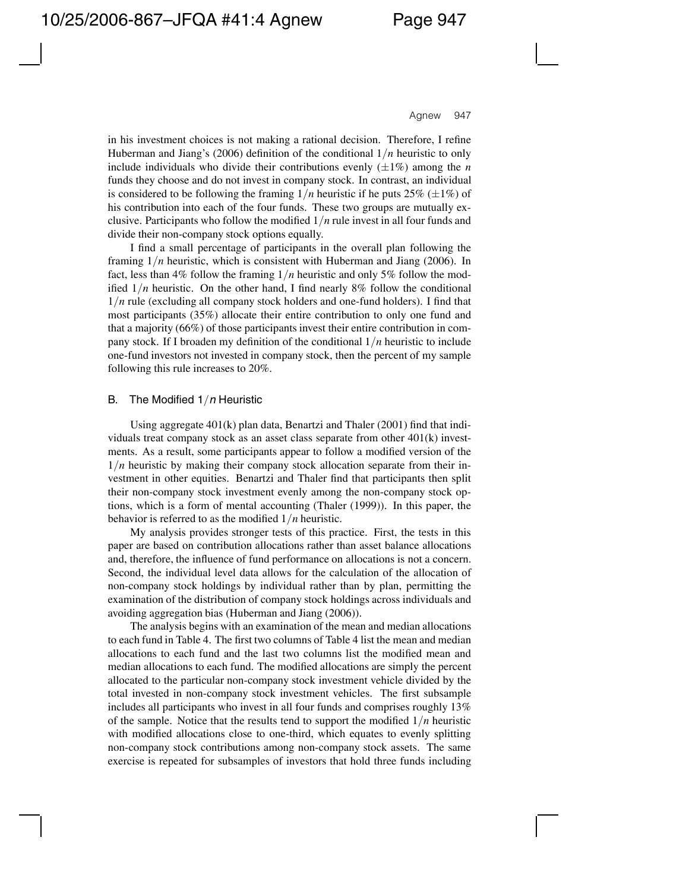in his investment choices is not making a rational decision. Therefore, I refine Huberman and Jiang's (2006) definition of the conditional $1/n$ heuristic to only include individuals who divide their contributions evenly ($\pm 1\%$) among the $n$ funds they choose and do not invest in company stock. In contrast, an individual is considered to be following the framing $1/n$ heuristic if he puts 25% ($\pm 1\%$) of his contribution into each of the four funds. These two groups are mutually exclusive. Participants who follow the modified $1/n$ rule invest in all four funds and divide their non-company stock options equally.

I find a small percentage of participants in the overall plan following the framing $1/n$ heuristic, which is consistent with Huberman and Jiang (2006). In fact, less than 4% follow the framing $1/n$ heuristic and only 5% follow the modified $1/n$ heuristic. On the other hand, I find nearly 8% follow the conditional $1/n$ rule (excluding all company stock holders and one-fund holders). I find that most participants (35%) allocate their entire contribution to only one fund and that a majority (66%) of those participants invest their entire contribution in company stock. If I broaden my definition of the conditional $1/n$ heuristic to include one-fund investors not invested in company stock, then the percent of my sample following this rule increases to 20%.

## B. The Modified $1/n$ Heuristic

Using aggregate 401(k) plan data, Benartzi and Thaler (2001) find that individuals treat company stock as an asset class separate from other 401(k) investments. As a result, some participants appear to follow a modified version of the $1/n$ heuristic by making their company stock allocation separate from their investment in other equities. Benartzi and Thaler find that participants then split their non-company stock investment evenly among the non-company stock options, which is a form of mental accounting (Thaler (1999)). In this paper, the behavior is referred to as the modified $1/n$ heuristic.

My analysis provides stronger tests of this practice. First, the tests in this paper are based on contribution allocations rather than asset balance allocations and, therefore, the influence of fund performance on allocations is not a concern. Second, the individual level data allows for the calculation of the allocation of non-company stock holdings by individual rather than by plan, permitting the examination of the distribution of company stock holdings across individuals and avoiding aggregation bias (Huberman and Jiang (2006)).

The analysis begins with an examination of the mean and median allocations to each fund in Table 4. The first two columns of Table 4 list the mean and median allocations to each fund and the last two columns list the modified mean and median allocations to each fund. The modified allocations are simply the percent allocated to the particular non-company stock investment vehicle divided by the total invested in non-company stock investment vehicles. The first subsample includes all participants who invest in all four funds and comprises roughly 13% of the sample. Notice that the results tend to support the modified $1/n$ heuristic with modified allocations close to one-third, which equates to evenly splitting non-company stock contributions among non-company stock assets. The same exercise is repeated for subsamples of investors that hold three funds including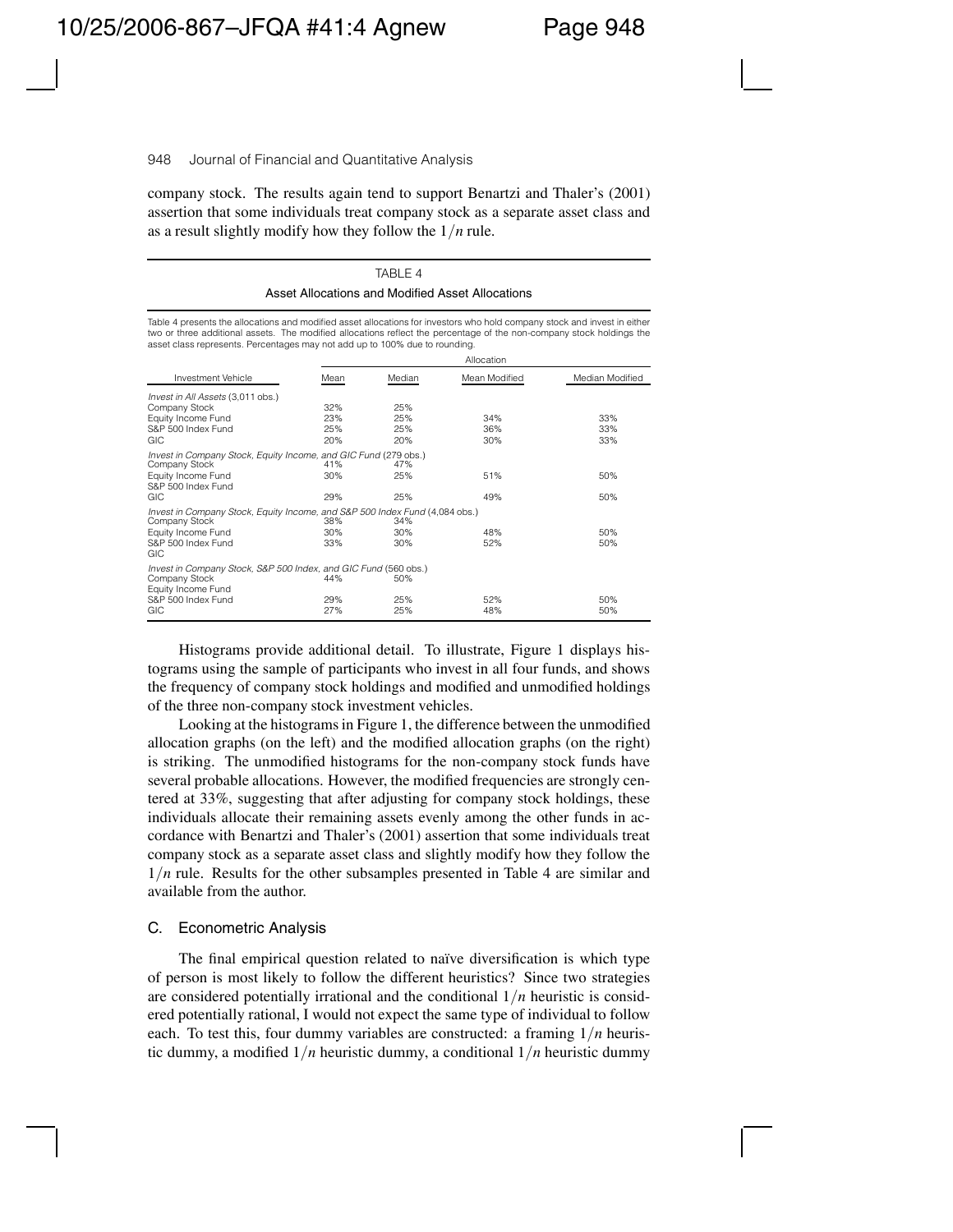company stock. The results again tend to support Benartzi and Thaler's (2001) assertion that some individuals treat company stock as a separate asset class and as a result slightly modify how they follow the $1/n$ rule.

TABLE 4

Asset Allocations and Modified Asset Allocations

Table 4 presents the allocations and modified asset allocations for investors who hold company stock and invest in either two or three additional assets. The modified allocations reflect the percentage of the non-company stock holdings the asset class represents. Percentages may not add up to 100% due to rounding.

| | Allocation | | | |
|---|---|---|---|---|
| Investment Vehicle | Mean | Median | Mean Modified | Median Modified |
| *Invest in All Assets* (3,011 obs.) | | | | |
| Company Stock | 32% | 25% | | |
| Equity Income Fund | 23% | 25% | 34% | 33% |
| S&P 500 Index Fund | 25% | 25% | 36% | 33% |
| GIC | 20% | 20% | 30% | 33% |
| *Invest in Company Stock, Equity Income, and GIC Fund* (279 obs.) | | | | |
| Company Stock | 41% | 47% | | |
| Equity Income Fund | 30% | 25% | 51% | 50% |
| S&P 500 Index Fund | | | | |
| GIC | 29% | 25% | 49% | 50% |
| *Invest in Company Stock, Equity Income, and S&P 500 Index Fund* (4,084 obs.) | | | | |
| Company Stock | 38% | 34% | | |
| Equity Income Fund | 30% | 30% | 48% | 50% |
| S&P 500 Index Fund | 33% | 30% | 52% | 50% |
| GIC | | | | |
| *Invest in Company Stock, S&P 500 Index, and GIC Fund* (560 obs.) | | | | |
| Company Stock | 44% | 50% | | |
| Equity Income Fund | | | | |
| S&P 500 Index Fund | 29% | 25% | 52% | 50% |
| GIC | 27% | 25% | 48% | 50% |

Histograms provide additional detail. To illustrate, Figure 1 displays histograms using the sample of participants who invest in all four funds, and shows the frequency of company stock holdings and modified and unmodified holdings of the three non-company stock investment vehicles.

Looking at the histograms in Figure 1, the difference between the unmodified allocation graphs (on the left) and the modified allocation graphs (on the right) is striking. The unmodified histograms for the non-company stock funds have several probable allocations. However, the modified frequencies are strongly centered at 33%, suggesting that after adjusting for company stock holdings, these individuals allocate their remaining assets evenly among the other funds in accordance with Benartzi and Thaler's (2001) assertion that some individuals treat company stock as a separate asset class and slightly modify how they follow the $1/n$ rule. Results for the other subsamples presented in Table 4 are similar and available from the author.

### C. Econometric Analysis

The final empirical question related to naïve diversification is which type of person is most likely to follow the different heuristics? Since two strategies are considered potentially irrational and the conditional $1/n$ heuristic is considered potentially rational, I would not expect the same type of individual to follow each. To test this, four dummy variables are constructed: a framing $1/n$ heuristic dummy, a modified $1/n$ heuristic dummy, a conditional $1/n$ heuristic dummy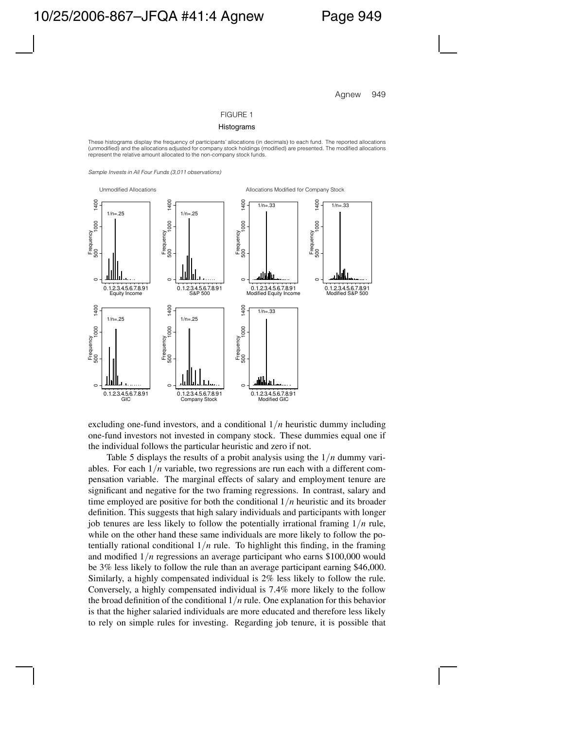FIGURE 1

Histograms

These histograms display the frequency of participants' allocations (in decimals) to each fund. The reported allocations (unmodified) and the allocations adjusted for company stock holdings (modified) are presented. The modified allocations represent the relative amount allocated to the non-company stock funds.

*Sample Invests in All Four Funds (3,011 observations)*

excluding one-fund investors, and a conditional $1/n$ heuristic dummy including one-fund investors not invested in company stock. These dummies equal one if the individual follows the particular heuristic and zero if not.

Table 5 displays the results of a probit analysis using the $1/n$ dummy variables. For each $1/n$ variable, two regressions are run each with a different compensation variable. The marginal effects of salary and employment tenure are significant and negative for the two framing regressions. In contrast, salary and time employed are positive for both the conditional $1/n$ heuristic and its broader definition. This suggests that high salary individuals and participants with longer job tenures are less likely to follow the potentially irrational framing $1/n$ rule, while on the other hand these same individuals are more likely to follow the potentially rational conditional $1/n$ rule. To highlight this finding, in the framing and modified $1/n$ regressions an average participant who earns \$100,000 would be 3% less likely to follow the rule than an average participant earning \$46,000. Similarly, a highly compensated individual is 2% less likely to follow the rule. Conversely, a highly compensated individual is 7.4% more likely to the follow the broad definition of the conditional $1/n$ rule. One explanation for this behavior is that the higher salaried individuals are more educated and therefore less likely to rely on simple rules for investing. Regarding job tenure, it is possible that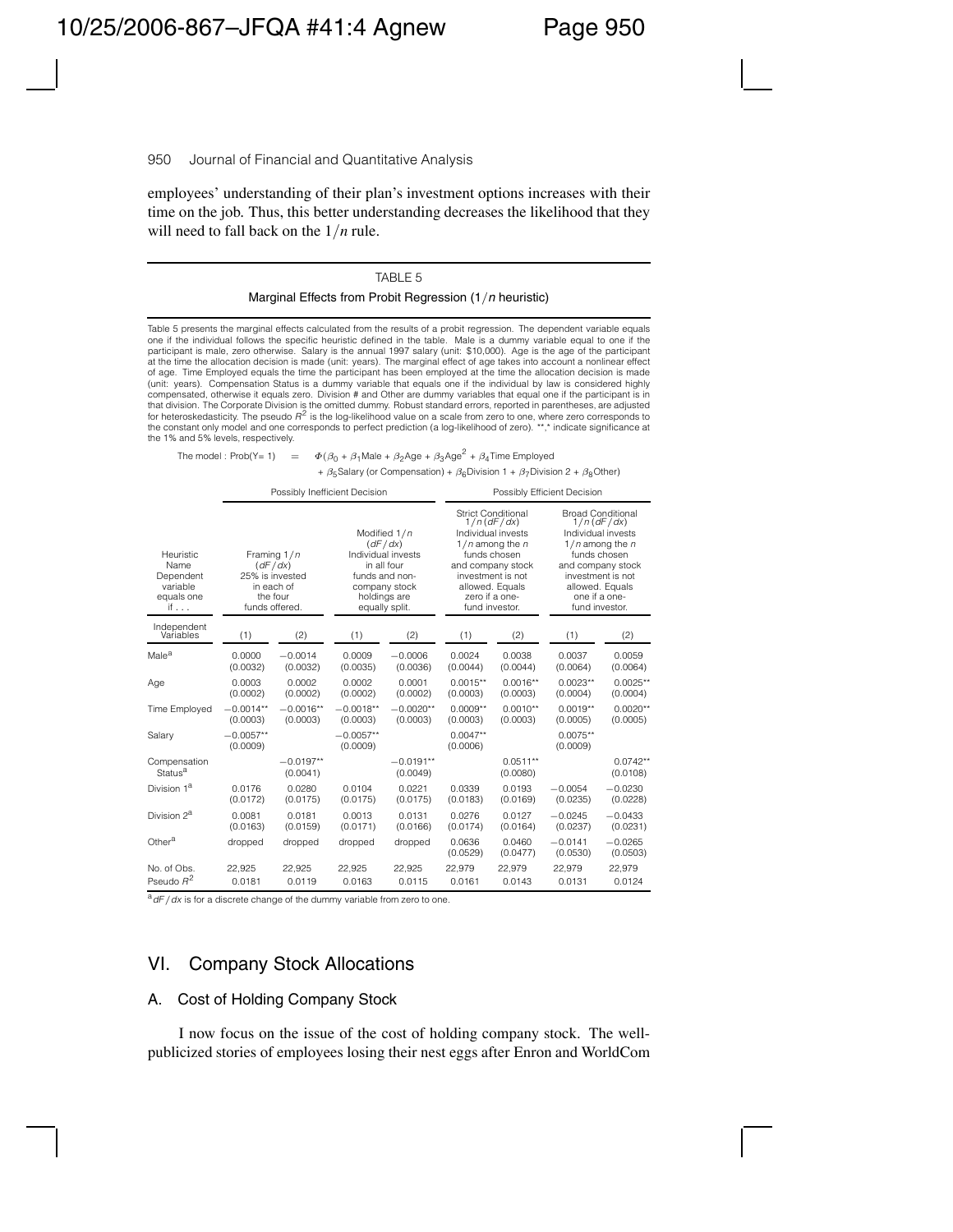employees' understanding of their plan's investment options increases with their time on the job. Thus, this better understanding decreases the likelihood that they will need to fall back on the $1/n$ rule.

TABLE 5

Marginal Effects from Probit Regression ($1/n$ heuristic)

Table 5 presents the marginal effects calculated from the results of a probit regression. The dependent variable equals one if the individual follows the specific heuristic defined in the table. Male is a dummy variable equal to one if the participant is male, zero otherwise. Salary is the annual 1997 salary (unit: $10,000). Age is the age of the participant at the time the allocation decision is made (unit: years). The marginal effect of age takes into account a nonlinear effect of age. Time Employed equals the time the participant has been employed at the time the allocation decision is made (unit: years). Compensation Status is a dummy variable that equals one if the individual by law is considered highly compensated, otherwise it equals zero. Division # and Other are dummy variables that equal one if the participant is in that division. The Corporate Division is the omitted dummy. Robust standard errors, reported in parentheses, are adjusted for heteroskedasticity. The pseudo $R^2$ is the log-likelihood value on a scale from zero to one, where zero corresponds to the constant only model and one corresponds to perfect prediction (a log-likelihood of zero). **,* indicate significance at the 1% and 5% levels, respectively.

The model : $\text{Prob}(Y=1) = \Phi(\beta_0 + \beta_1\text{Male} + \beta_2\text{Age} + \beta_3\text{Age}^2 + \beta_4\text{Time Employed} + \beta_5\text{Salary (or Compensation)} + \beta_6\text{Division 1} + \beta_7\text{Division 2} + \beta_8\text{Other})$

| | Possibly Inefficient Decision | | | | Possibly Efficient Decision | | | |
|---|---|---|---|---|---|---|---|---|
| Heuristic Name Dependent variable equals one if . . . | Framing $1/n$ ($dF/dx$) 25% is invested in each of the four funds offered. | | Modified $1/n$ ($dF/dx$) Individual invests in all four funds and non-company stock holdings are equally split. | | Strict Conditional $1/n$ ($dF/dx$) Individual invests $1/n$ among the $n$ funds chosen and company stock investment is not allowed. Equals zero if a one-fund investor. | | Broad Conditional $1/n$ ($dF/dx$) Individual invests $1/n$ among the $n$ funds chosen and company stock investment is not allowed. Equals one if a one-fund investor. | |
| Independent Variables | (1) | (2) | (1) | (2) | (1) | (2) | (1) | (2) |
| Male[a] | 0.0000 (0.0032) | −0.0014 (0.0032) | 0.0009 (0.0035) | −0.0006 (0.0036) | 0.0024 (0.0044) | 0.0038 (0.0044) | 0.0037 (0.0064) | 0.0059 (0.0064) |
| Age | 0.0003 (0.0002) | 0.0002 (0.0002) | 0.0002 (0.0002) | 0.0001 (0.0002) | 0.0015** (0.0003) | 0.0016** (0.0003) | 0.0023** (0.0004) | 0.0025** (0.0004) |
| Time Employed | −0.0014** (0.0003) | −0.0016** (0.0003) | −0.0018** (0.0003) | −0.0020** (0.0003) | 0.0009** (0.0003) | 0.0010** (0.0003) | 0.0019** (0.0005) | 0.0020** (0.0005) |
| Salary | −0.0057** (0.0009) | | −0.0057** (0.0009) | | 0.0047** (0.0006) | | 0.0075** (0.0009) | |
| Compensation Status[a] | | −0.0197** (0.0041) | | −0.0191** (0.0049) | | 0.0511** (0.0080) | | 0.0742** (0.0108) |
| Division 1[a] | 0.0176 (0.0172) | 0.0280 (0.0175) | 0.0104 (0.0175) | 0.0221 (0.0175) | 0.0339 (0.0183) | 0.0193 (0.0169) | −0.0054 (0.0235) | −0.0230 (0.0228) |
| Division 2[a] | 0.0081 (0.0163) | 0.0181 (0.0159) | 0.0013 (0.0171) | 0.0131 (0.0166) | 0.0276 (0.0174) | 0.0127 (0.0164) | −0.0245 (0.0237) | −0.0433 (0.0231) |
| Other[a] | dropped | dropped | dropped | dropped | 0.0636 (0.0529) | 0.0460 (0.0477) | −0.0141 (0.0530) | −0.0265 (0.0503) |
| No. of Obs. | 22,925 | 22,925 | 22,925 | 22,925 | 22,979 | 22,979 | 22,979 | 22,979 |
| Pseudo $R^2$ | 0.0181 | 0.0119 | 0.0163 | 0.0115 | 0.0161 | 0.0143 | 0.0131 | 0.0124 |

[a] $dF/dx$ is for a discrete change of the dummy variable from zero to one.

## VI. Company Stock Allocations

### A. Cost of Holding Company Stock

I now focus on the issue of the cost of holding company stock. The well-publicized stories of employees losing their nest eggs after Enron and WorldCom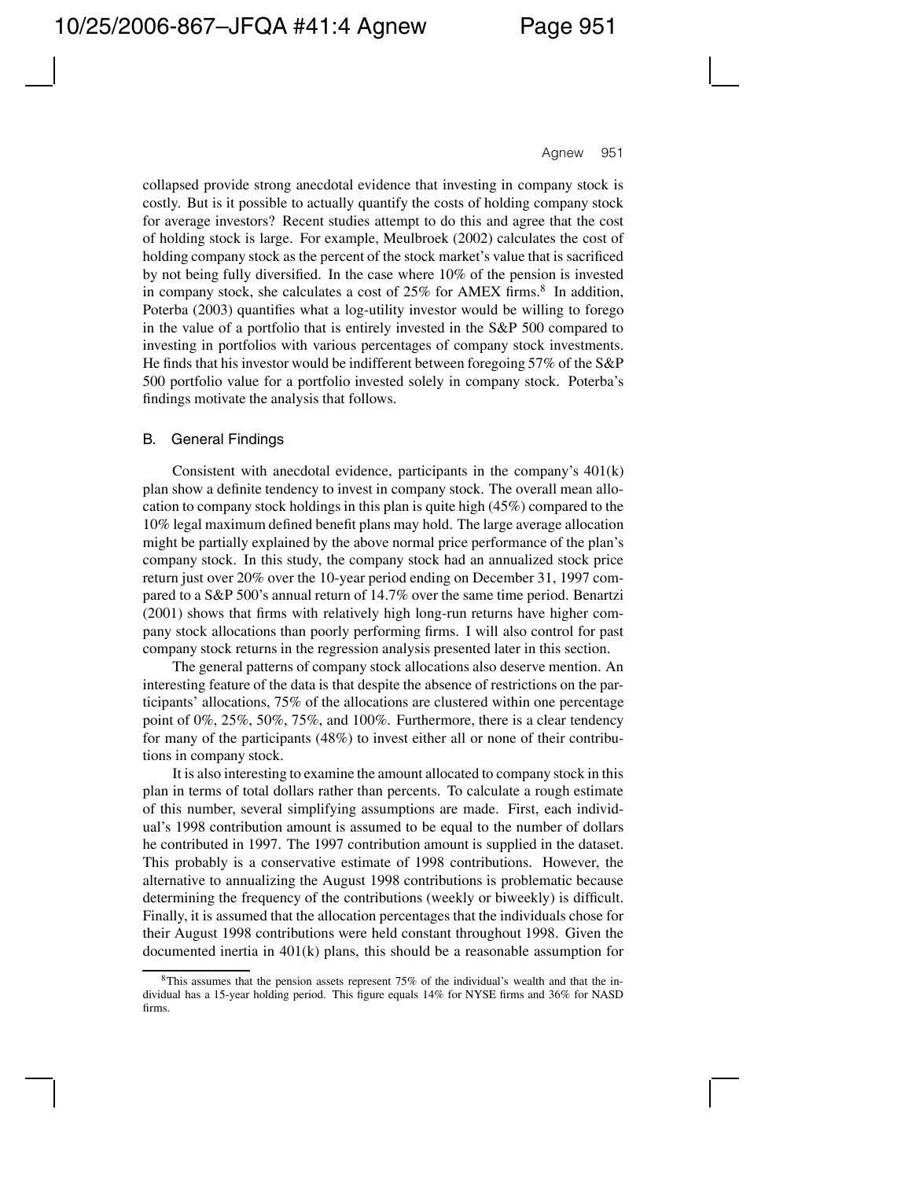collapsed provide strong anecdotal evidence that investing in company stock is costly. But is it possible to actually quantify the costs of holding company stock for average investors? Recent studies attempt to do this and agree that the cost of holding stock is large. For example, Meulbroek (2002) calculates the cost of holding company stock as the percent of the stock market's value that is sacrificed by not being fully diversified. In the case where 10% of the pension is invested in company stock, she calculates a cost of 25% for AMEX firms.[8] In addition, Poterba (2003) quantifies what a log-utility investor would be willing to forego in the value of a portfolio that is entirely invested in the S&P 500 compared to investing in portfolios with various percentages of company stock investments. He finds that his investor would be indifferent between foregoing 57% of the S&P 500 portfolio value for a portfolio invested solely in company stock. Poterba's findings motivate the analysis that follows.

## B. General Findings

Consistent with anecdotal evidence, participants in the company's 401(k) plan show a definite tendency to invest in company stock. The overall mean allocation to company stock holdings in this plan is quite high (45%) compared to the 10% legal maximum defined benefit plans may hold. The large average allocation might be partially explained by the above normal price performance of the plan's company stock. In this study, the company stock had an annualized stock price return just over 20% over the 10-year period ending on December 31, 1997 compared to a S&P 500's annual return of 14.7% over the same time period. Benartzi (2001) shows that firms with relatively high long-run returns have higher company stock allocations than poorly performing firms. I will also control for past company stock returns in the regression analysis presented later in this section.

The general patterns of company stock allocations also deserve mention. An interesting feature of the data is that despite the absence of restrictions on the participants' allocations, 75% of the allocations are clustered within one percentage point of 0%, 25%, 50%, 75%, and 100%. Furthermore, there is a clear tendency for many of the participants (48%) to invest either all or none of their contributions in company stock.

It is also interesting to examine the amount allocated to company stock in this plan in terms of total dollars rather than percents. To calculate a rough estimate of this number, several simplifying assumptions are made. First, each individual's 1998 contribution amount is assumed to be equal to the number of dollars he contributed in 1997. The 1997 contribution amount is supplied in the dataset. This probably is a conservative estimate of 1998 contributions. However, the alternative to annualizing the August 1998 contributions is problematic because determining the frequency of the contributions (weekly or biweekly) is difficult. Finally, it is assumed that the allocation percentages that the individuals chose for their August 1998 contributions were held constant throughout 1998. Given the documented inertia in 401(k) plans, this should be a reasonable assumption for

[8]This assumes that the pension assets represent 75% of the individual's wealth and that the individual has a 15-year holding period. This figure equals 14% for NYSE firms and 36% for NASD firms.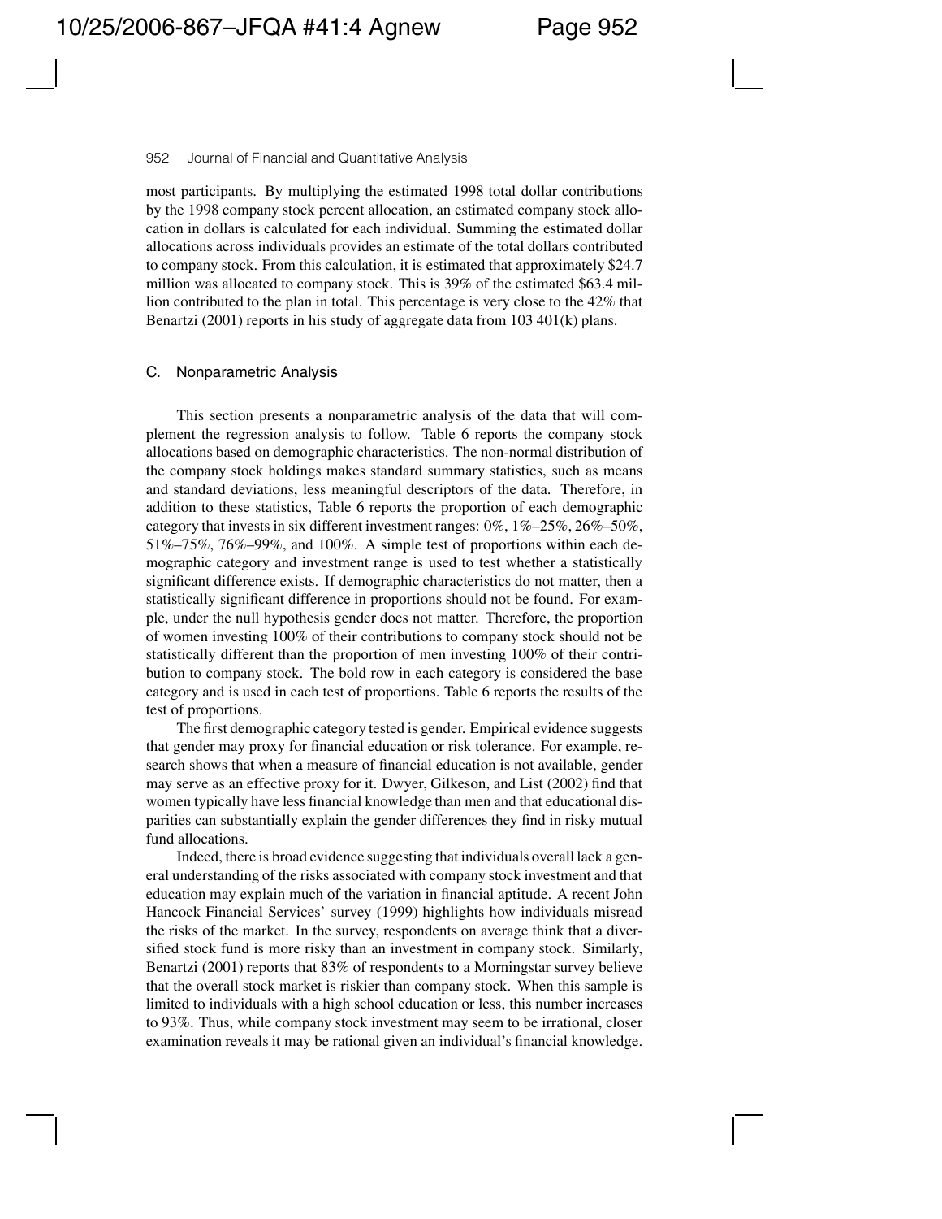most participants. By multiplying the estimated 1998 total dollar contributions by the 1998 company stock percent allocation, an estimated company stock allocation in dollars is calculated for each individual. Summing the estimated dollar allocations across individuals provides an estimate of the total dollars contributed to company stock. From this calculation, it is estimated that approximately $24.7 million was allocated to company stock. This is 39% of the estimated $63.4 million contributed to the plan in total. This percentage is very close to the 42% that Benartzi (2001) reports in his study of aggregate data from 103 401(k) plans.

### C. Nonparametric Analysis

This section presents a nonparametric analysis of the data that will complement the regression analysis to follow. Table 6 reports the company stock allocations based on demographic characteristics. The non-normal distribution of the company stock holdings makes standard summary statistics, such as means and standard deviations, less meaningful descriptors of the data. Therefore, in addition to these statistics, Table 6 reports the proportion of each demographic category that invests in six different investment ranges: 0%, 1%–25%, 26%–50%, 51%–75%, 76%–99%, and 100%. A simple test of proportions within each demographic category and investment range is used to test whether a statistically significant difference exists. If demographic characteristics do not matter, then a statistically significant difference in proportions should not be found. For example, under the null hypothesis gender does not matter. Therefore, the proportion of women investing 100% of their contributions to company stock should not be statistically different than the proportion of men investing 100% of their contribution to company stock. The bold row in each category is considered the base category and is used in each test of proportions. Table 6 reports the results of the test of proportions.

The first demographic category tested is gender. Empirical evidence suggests that gender may proxy for financial education or risk tolerance. For example, research shows that when a measure of financial education is not available, gender may serve as an effective proxy for it. Dwyer, Gilkeson, and List (2002) find that women typically have less financial knowledge than men and that educational disparities can substantially explain the gender differences they find in risky mutual fund allocations.

Indeed, there is broad evidence suggesting that individuals overall lack a general understanding of the risks associated with company stock investment and that education may explain much of the variation in financial aptitude. A recent John Hancock Financial Services' survey (1999) highlights how individuals misread the risks of the market. In the survey, respondents on average think that a diversified stock fund is more risky than an investment in company stock. Similarly, Benartzi (2001) reports that 83% of respondents to a Morningstar survey believe that the overall stock market is riskier than company stock. When this sample is limited to individuals with a high school education or less, this number increases to 93%. Thus, while company stock investment may seem to be irrational, closer examination reveals it may be rational given an individual's financial knowledge.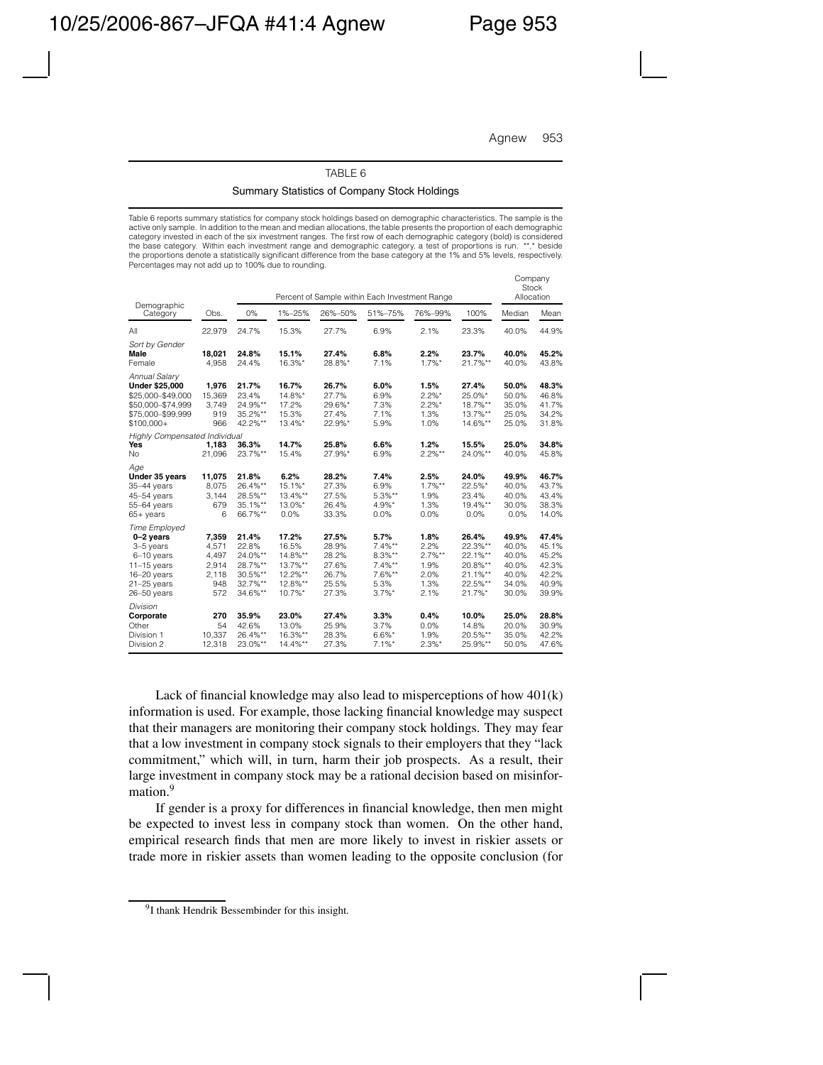TABLE 6

Summary Statistics of Company Stock Holdings

Table 6 reports summary statistics for company stock holdings based on demographic characteristics. The sample is the active only sample. In addition to the mean and median allocations, the table presents the proportion of each demographic category invested in each of the six investment ranges. The first row of each demographic category (bold) is considered the base category. Within each investment range and demographic category, a test of proportions is run. **,* beside the proportions denote a statistically significant difference from the base category at the 1% and 5% levels, respectively. Percentages may not add up to 100% due to rounding.

| Demographic Category | Obs. | Percent of Sample within Each Investment Range | | | | | | Company Stock Allocation | |
|---|---|---|---|---|---|---|---|---|---|
| | | 0% | 1%–25% | 26%–50% | 51%–75% | 76%–99% | 100% | Median | Mean |
| All | 22,979 | 24.7% | 15.3% | 27.7% | 6.9% | 2.1% | 23.3% | 40.0% | 44.9% |
| *Sort by Gender* | | | | | | | | | |
| **Male** | **18,021** | **24.8%** | **15.1%** | **27.4%** | **6.8%** | **2.2%** | **23.7%** | **40.0%** | **45.2%** |
| Female | 4,958 | 24.4% | 16.3%* | 28.8%* | 7.1% | 1.7%* | 21.7%** | 40.0% | 43.8% |
| *Annual Salary* | | | | | | | | | |
| **Under $25,000** | **1,976** | **21.7%** | **16.7%** | **26.7%** | **6.0%** | **1.5%** | **27.4%** | **50.0%** | **48.3%** |
| $25,000–$49,000 | 15,369 | 23.4% | 14.8%* | 27.7% | 6.9% | 2.2%* | 25.0%* | 50.0% | 46.8% |
| $50,000–$74,999 | 3,749 | 24.9%** | 17.2% | 29.6%* | 7.3% | 2.2%* | 18.7%** | 35.0% | 41.7% |
| $75,000–$99,999 | 919 | 35.2%** | 15.3% | 27.4% | 7.1% | 1.3% | 13.7%** | 25.0% | 34.2% |
| $100,000+ | 966 | 42.2%** | 13.4%* | 22.9%* | 5.9% | 1.0% | 14.6%** | 25.0% | 31.8% |
| *Highly Compensated Individual* | | | | | | | | | |
| **Yes** | **1,183** | **36.3%** | **14.7%** | **25.8%** | **6.6%** | **1.2%** | **15.5%** | **25.0%** | **34.8%** |
| No | 21,096 | 23.7%** | 15.4% | 27.9%* | 6.9% | 2.2%** | 24.0%** | 40.0% | 45.8% |
| *Age* | | | | | | | | | |
| **Under 35 years** | **11,075** | **21.8%** | **6.2%** | **28.2%** | **7.4%** | **2.5%** | **24.0%** | **49.9%** | **46.7%** |
| 35–44 years | 8,075 | 26.4%** | 15.1%* | 27.3% | 6.9% | 1.7%** | 22.5%* | 40.0% | 43.7% |
| 45–54 years | 3,144 | 28.5%** | 13.4%** | 27.5% | 5.3%** | 1.9% | 23.4% | 40.0% | 43.4% |
| 55–64 years | 679 | 35.1%** | 13.0%* | 26.4% | 4.9%* | 1.3% | 19.4%** | 30.0% | 38.3% |
| 65+ years | 6 | 66.7%** | 0.0% | 33.3% | 0.0% | 0.0% | 0.0% | 0.0% | 14.0% |
| *Time Employed* | | | | | | | | | |
| **0–2 years** | **7,359** | **21.4%** | **17.2%** | **27.5%** | **5.7%** | **1.8%** | **26.4%** | **49.9%** | **47.4%** |
| 3–5 years | 4,571 | 22.8% | 16.5% | 28.9% | 7.4%** | 2.2% | 22.3%** | 40.0% | 45.1% |
| 6–10 years | 4,497 | 24.0%** | 14.8%** | 28.2% | 8.3%** | 2.7%** | 22.1%** | 40.0% | 45.2% |
| 11–15 years | 2,914 | 28.7%** | 13.7%** | 27.6% | 7.4%** | 1.9% | 20.8%** | 40.0% | 42.3% |
| 16–20 years | 2,118 | 30.5%** | 12.2%** | 26.7% | 7.6%** | 2.0% | 21.1%** | 40.0% | 42.2% |
| 21–25 years | 948 | 32.7%** | 12.8%** | 25.5% | 5.3% | 1.3% | 22.5%** | 34.0% | 40.9% |
| 26–50 years | 572 | 34.6%** | 10.7%* | 27.3% | 3.7%* | 2.1% | 21.7%* | 30.0% | 39.9% |
| *Division* | | | | | | | | | |
| **Corporate** | **270** | **35.9%** | **23.0%** | **27.4%** | **3.3%** | **0.4%** | **10.0%** | **25.0%** | **28.8%** |
| Other | 54 | 42.6% | 13.0% | 25.9% | 3.7% | 0.0% | 14.8% | 20.0% | 30.9% |
| Division 1 | 10,337 | 26.4%** | 16.3%** | 28.3% | 6.6%* | 1.9% | 20.5%** | 35.0% | 42.2% |
| Division 2 | 12,318 | 23.0%** | 14.4%** | 27.3% | 7.1%* | 2.3%* | 25.9%** | 50.0% | 47.6% |

Lack of financial knowledge may also lead to misperceptions of how 401(k) information is used. For example, those lacking financial knowledge may suspect that their managers are monitoring their company stock holdings. They may fear that a low investment in company stock signals to their employers that they "lack commitment," which will, in turn, harm their job prospects. As a result, their large investment in company stock may be a rational decision based on misinformation.[9]

If gender is a proxy for differences in financial knowledge, then men might be expected to invest less in company stock than women. On the other hand, empirical research finds that men are more likely to invest in riskier assets or trade more in riskier assets than women leading to the opposite conclusion (for

[9] I thank Hendrik Bessembinder for this insight.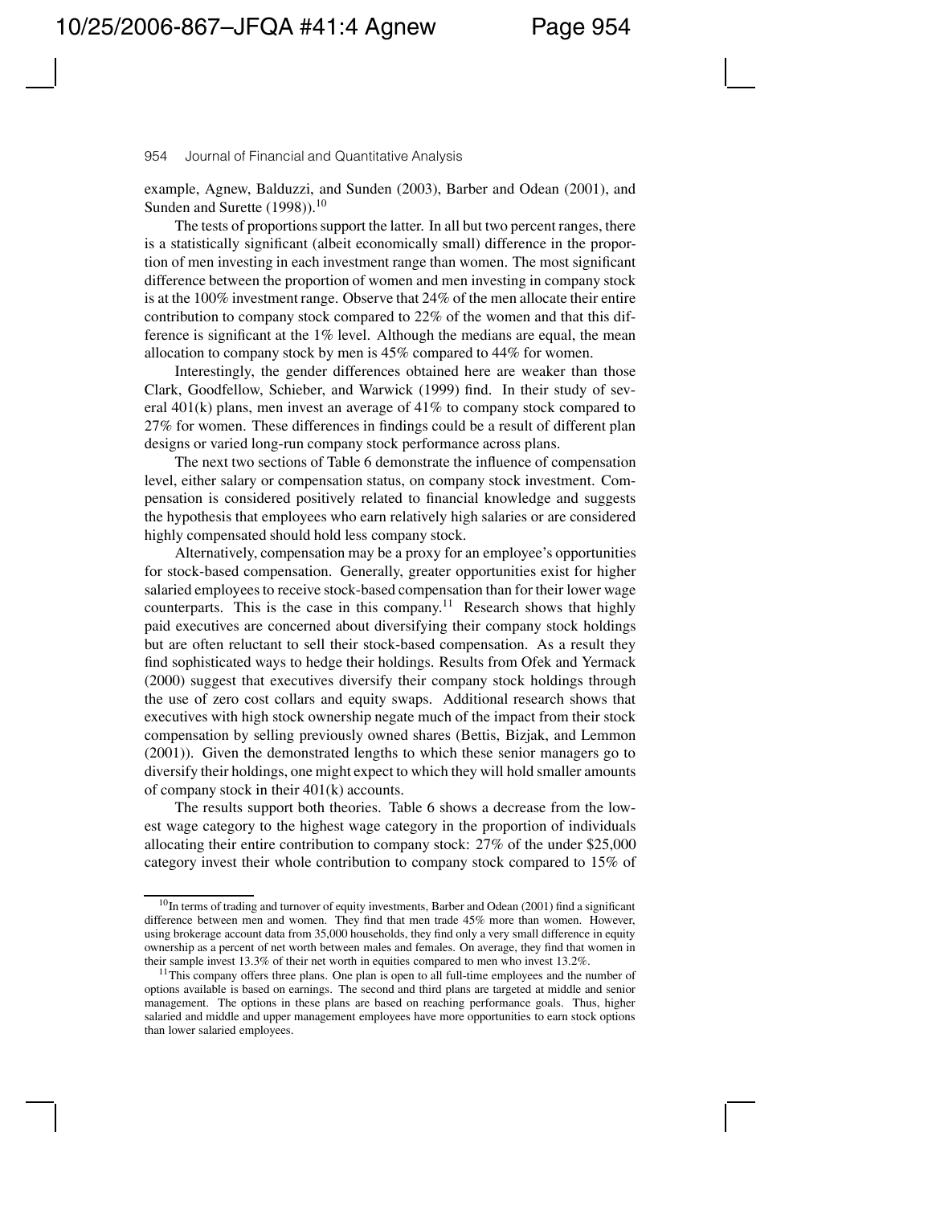example, Agnew, Balduzzi, and Sunden (2003), Barber and Odean (2001), and Sunden and Surette (1998)).[10]

The tests of proportions support the latter. In all but two percent ranges, there is a statistically significant (albeit economically small) difference in the proportion of men investing in each investment range than women. The most significant difference between the proportion of women and men investing in company stock is at the 100% investment range. Observe that 24% of the men allocate their entire contribution to company stock compared to 22% of the women and that this difference is significant at the 1% level. Although the medians are equal, the mean allocation to company stock by men is 45% compared to 44% for women.

Interestingly, the gender differences obtained here are weaker than those Clark, Goodfellow, Schieber, and Warwick (1999) find. In their study of several 401(k) plans, men invest an average of 41% to company stock compared to 27% for women. These differences in findings could be a result of different plan designs or varied long-run company stock performance across plans.

The next two sections of Table 6 demonstrate the influence of compensation level, either salary or compensation status, on company stock investment. Compensation is considered positively related to financial knowledge and suggests the hypothesis that employees who earn relatively high salaries or are considered highly compensated should hold less company stock.

Alternatively, compensation may be a proxy for an employee's opportunities for stock-based compensation. Generally, greater opportunities exist for higher salaried employees to receive stock-based compensation than for their lower wage counterparts. This is the case in this company.[11] Research shows that highly paid executives are concerned about diversifying their company stock holdings but are often reluctant to sell their stock-based compensation. As a result they find sophisticated ways to hedge their holdings. Results from Ofek and Yermack (2000) suggest that executives diversify their company stock holdings through the use of zero cost collars and equity swaps. Additional research shows that executives with high stock ownership negate much of the impact from their stock compensation by selling previously owned shares (Bettis, Bizjak, and Lemmon (2001)). Given the demonstrated lengths to which these senior managers go to diversify their holdings, one might expect to which they will hold smaller amounts of company stock in their 401(k) accounts.

The results support both theories. Table 6 shows a decrease from the lowest wage category to the highest wage category in the proportion of individuals allocating their entire contribution to company stock: 27% of the under $25,000 category invest their whole contribution to company stock compared to 15% of

[10] In terms of trading and turnover of equity investments, Barber and Odean (2001) find a significant difference between men and women. They find that men trade 45% more than women. However, using brokerage account data from 35,000 households, they find only a very small difference in equity ownership as a percent of net worth between males and females. On average, they find that women in their sample invest 13.3% of their net worth in equities compared to men who invest 13.2%.

[11] This company offers three plans. One plan is open to all full-time employees and the number of options available is based on earnings. The second and third plans are targeted at middle and senior management. The options in these plans are based on reaching performance goals. Thus, higher salaried and middle and upper management employees have more opportunities to earn stock options than lower salaried employees.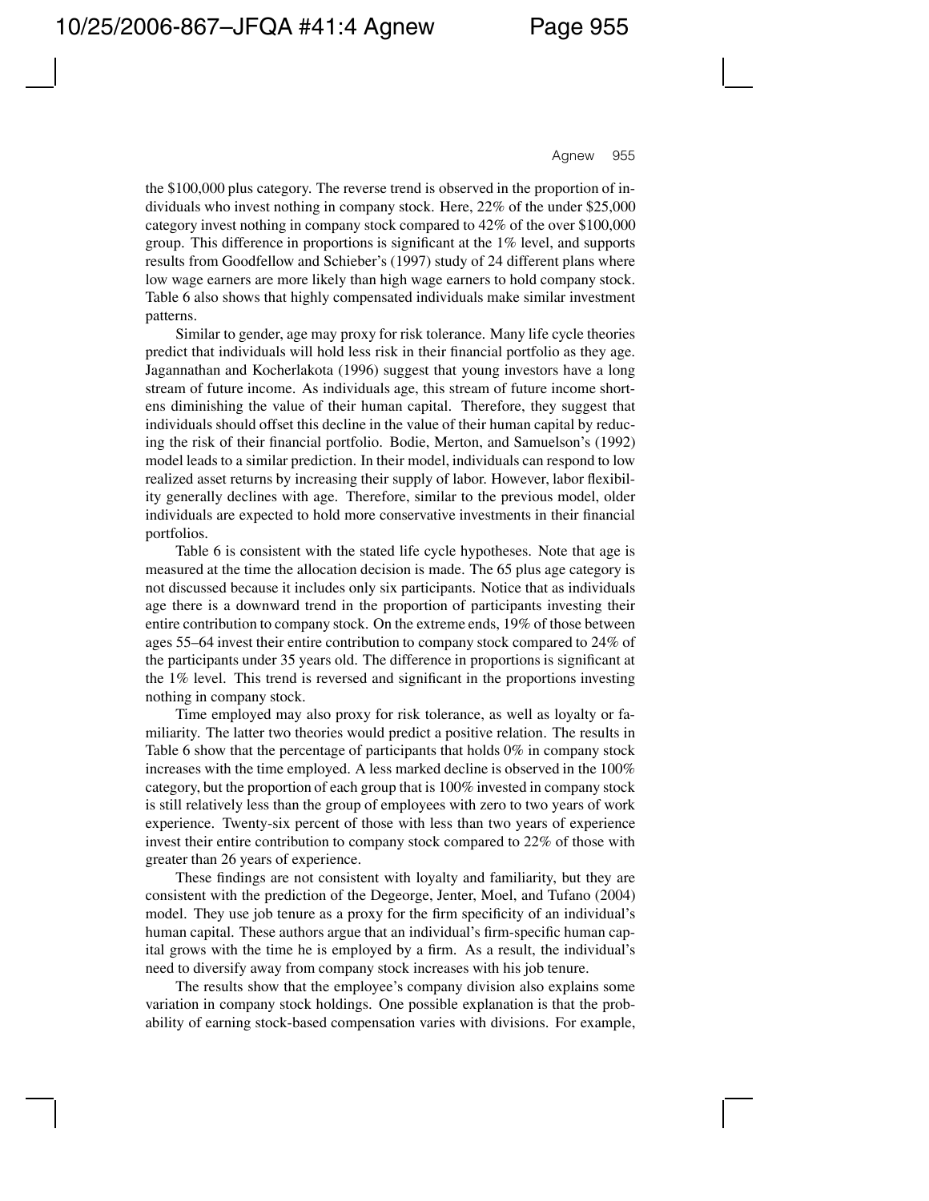the $100,000 plus category. The reverse trend is observed in the proportion of individuals who invest nothing in company stock. Here, 22% of the under $25,000 category invest nothing in company stock compared to 42% of the over $100,000 group. This difference in proportions is significant at the 1% level, and supports results from Goodfellow and Schieber's (1997) study of 24 different plans where low wage earners are more likely than high wage earners to hold company stock. Table 6 also shows that highly compensated individuals make similar investment patterns.

Similar to gender, age may proxy for risk tolerance. Many life cycle theories predict that individuals will hold less risk in their financial portfolio as they age. Jagannathan and Kocherlakota (1996) suggest that young investors have a long stream of future income. As individuals age, this stream of future income shortens diminishing the value of their human capital. Therefore, they suggest that individuals should offset this decline in the value of their human capital by reducing the risk of their financial portfolio. Bodie, Merton, and Samuelson's (1992) model leads to a similar prediction. In their model, individuals can respond to low realized asset returns by increasing their supply of labor. However, labor flexibility generally declines with age. Therefore, similar to the previous model, older individuals are expected to hold more conservative investments in their financial portfolios.

Table 6 is consistent with the stated life cycle hypotheses. Note that age is measured at the time the allocation decision is made. The 65 plus age category is not discussed because it includes only six participants. Notice that as individuals age there is a downward trend in the proportion of participants investing their entire contribution to company stock. On the extreme ends, 19% of those between ages 55–64 invest their entire contribution to company stock compared to 24% of the participants under 35 years old. The difference in proportions is significant at the 1% level. This trend is reversed and significant in the proportions investing nothing in company stock.

Time employed may also proxy for risk tolerance, as well as loyalty or familiarity. The latter two theories would predict a positive relation. The results in Table 6 show that the percentage of participants that holds 0% in company stock increases with the time employed. A less marked decline is observed in the 100% category, but the proportion of each group that is 100% invested in company stock is still relatively less than the group of employees with zero to two years of work experience. Twenty-six percent of those with less than two years of experience invest their entire contribution to company stock compared to 22% of those with greater than 26 years of experience.

These findings are not consistent with loyalty and familiarity, but they are consistent with the prediction of the Degeorge, Jenter, Moel, and Tufano (2004) model. They use job tenure as a proxy for the firm specificity of an individual's human capital. These authors argue that an individual's firm-specific human capital grows with the time he is employed by a firm. As a result, the individual's need to diversify away from company stock increases with his job tenure.

The results show that the employee's company division also explains some variation in company stock holdings. One possible explanation is that the probability of earning stock-based compensation varies with divisions. For example,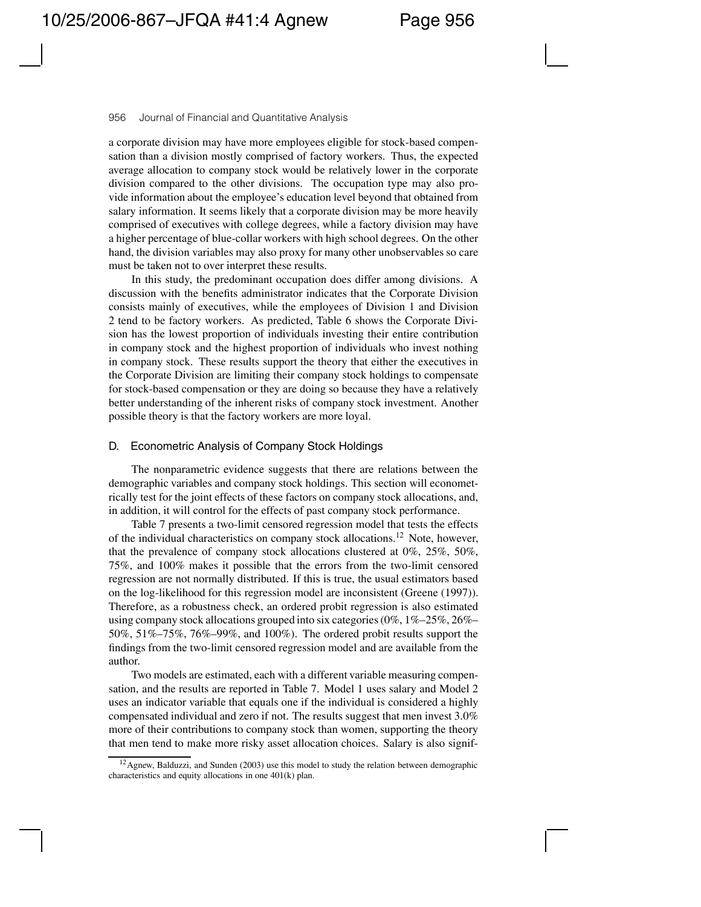a corporate division may have more employees eligible for stock-based compensation than a division mostly comprised of factory workers. Thus, the expected average allocation to company stock would be relatively lower in the corporate division compared to the other divisions. The occupation type may also provide information about the employee's education level beyond that obtained from salary information. It seems likely that a corporate division may be more heavily comprised of executives with college degrees, while a factory division may have a higher percentage of blue-collar workers with high school degrees. On the other hand, the division variables may also proxy for many other unobservables so care must be taken not to over interpret these results.

In this study, the predominant occupation does differ among divisions. A discussion with the benefits administrator indicates that the Corporate Division consists mainly of executives, while the employees of Division 1 and Division 2 tend to be factory workers. As predicted, Table 6 shows the Corporate Division has the lowest proportion of individuals investing their entire contribution in company stock and the highest proportion of individuals who invest nothing in company stock. These results support the theory that either the executives in the Corporate Division are limiting their company stock holdings to compensate for stock-based compensation or they are doing so because they have a relatively better understanding of the inherent risks of company stock investment. Another possible theory is that the factory workers are more loyal.

### D. Econometric Analysis of Company Stock Holdings

The nonparametric evidence suggests that there are relations between the demographic variables and company stock holdings. This section will econometrically test for the joint effects of these factors on company stock allocations, and, in addition, it will control for the effects of past company stock performance.

Table 7 presents a two-limit censored regression model that tests the effects of the individual characteristics on company stock allocations.[12] Note, however, that the prevalence of company stock allocations clustered at 0%, 25%, 50%, 75%, and 100% makes it possible that the errors from the two-limit censored regression are not normally distributed. If this is true, the usual estimators based on the log-likelihood for this regression model are inconsistent (Greene (1997)). Therefore, as a robustness check, an ordered probit regression is also estimated using company stock allocations grouped into six categories (0%, 1%–25%, 26%–50%, 51%–75%, 76%–99%, and 100%). The ordered probit results support the findings from the two-limit censored regression model and are available from the author.

Two models are estimated, each with a different variable measuring compensation, and the results are reported in Table 7. Model 1 uses salary and Model 2 uses an indicator variable that equals one if the individual is considered a highly compensated individual and zero if not. The results suggest that men invest 3.0% more of their contributions to company stock than women, supporting the theory that men tend to make more risky asset allocation choices. Salary is also signif-

[12] Agnew, Balduzzi, and Sunden (2003) use this model to study the relation between demographic characteristics and equity allocations in one 401(k) plan.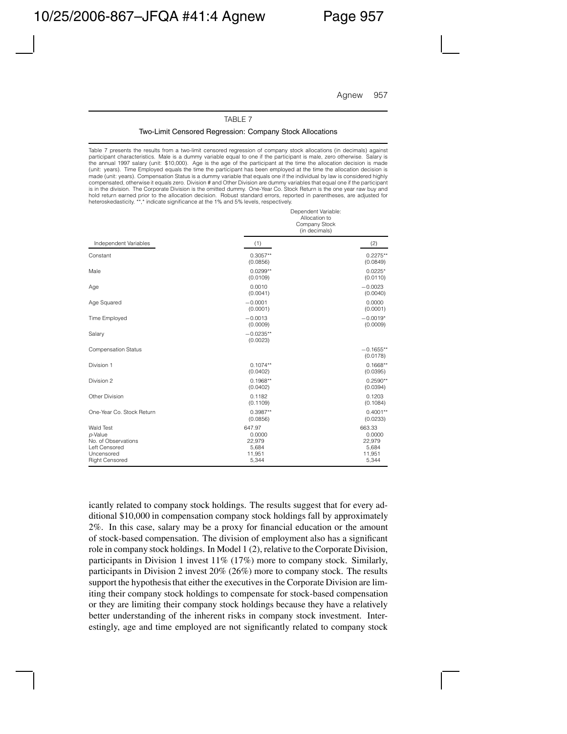TABLE 7

Two-Limit Censored Regression: Company Stock Allocations

Table 7 presents the results from a two-limit censored regression of company stock allocations (in decimals) against participant characteristics. Male is a dummy variable equal to one if the participant is male, zero otherwise. Salary is the annual 1997 salary (unit: \$10,000). Age is the age of the participant at the time the allocation decision is made (unit: years). Time Employed equals the time the participant has been employed at the time the allocation decision is made (unit: years). Compensation Status is a dummy variable that equals one if the individual by law is considered highly compensated, otherwise it equals zero. Division # and Other Division are dummy variables that equal one if the participant is in the division. The Corporate Division is the omitted dummy. One-Year Co. Stock Return is the one year raw buy and hold return earned prior to the allocation decision. Robust standard errors, reported in parentheses, are adjusted for heteroskedasticity. **,* indicate significance at the 1% and 5% levels, respectively.

| Independent Variables | Dependent Variable: Allocation to Company Stock (in decimals) (1) | (2) |
|---|---|---|
| Constant | 0.3057** | 0.2275** |
| | (0.0856) | (0.0849) |
| Male | 0.0299** | 0.0225* |
| | (0.0109) | (0.0110) |
| Age | 0.0010 | −0.0023 |
| | (0.0041) | (0.0040) |
| Age Squared | −0.0001 | 0.0000 |
| | (0.0001) | (0.0001) |
| Time Employed | −0.0013 | −0.0019* |
| | (0.0009) | (0.0009) |
| Salary | −0.0235** | |
| | (0.0023) | |
| Compensation Status | | −0.1655** |
| | | (0.0178) |
| Division 1 | 0.1074** | 0.1668** |
| | (0.0402) | (0.0395) |
| Division 2 | 0.1968** | 0.2590** |
| | (0.0402) | (0.0394) |
| Other Division | 0.1182 | 0.1203 |
| | (0.1109) | (0.1084) |
| One-Year Co. Stock Return | 0.3987** | 0.4001** |
| | (0.0856) | (0.0233) |
| Wald Test | 647.97 | 663.33 |
| *p*-Value | 0.0000 | 0.0000 |
| No. of Observations | 22,979 | 22,979 |
| Left Censored | 5,684 | 5,684 |
| Uncensored | 11,951 | 11,951 |
| Right Censored | 5,344 | 5,344 |

icantly related to company stock holdings. The results suggest that for every additional \$10,000 in compensation company stock holdings fall by approximately 2%. In this case, salary may be a proxy for financial education or the amount of stock-based compensation. The division of employment also has a significant role in company stock holdings. In Model 1 (2), relative to the Corporate Division, participants in Division 1 invest 11% (17%) more to company stock. Similarly, participants in Division 2 invest 20% (26%) more to company stock. The results support the hypothesis that either the executives in the Corporate Division are limiting their company stock holdings to compensate for stock-based compensation or they are limiting their company stock holdings because they have a relatively better understanding of the inherent risks in company stock investment. Interestingly, age and time employed are not significantly related to company stock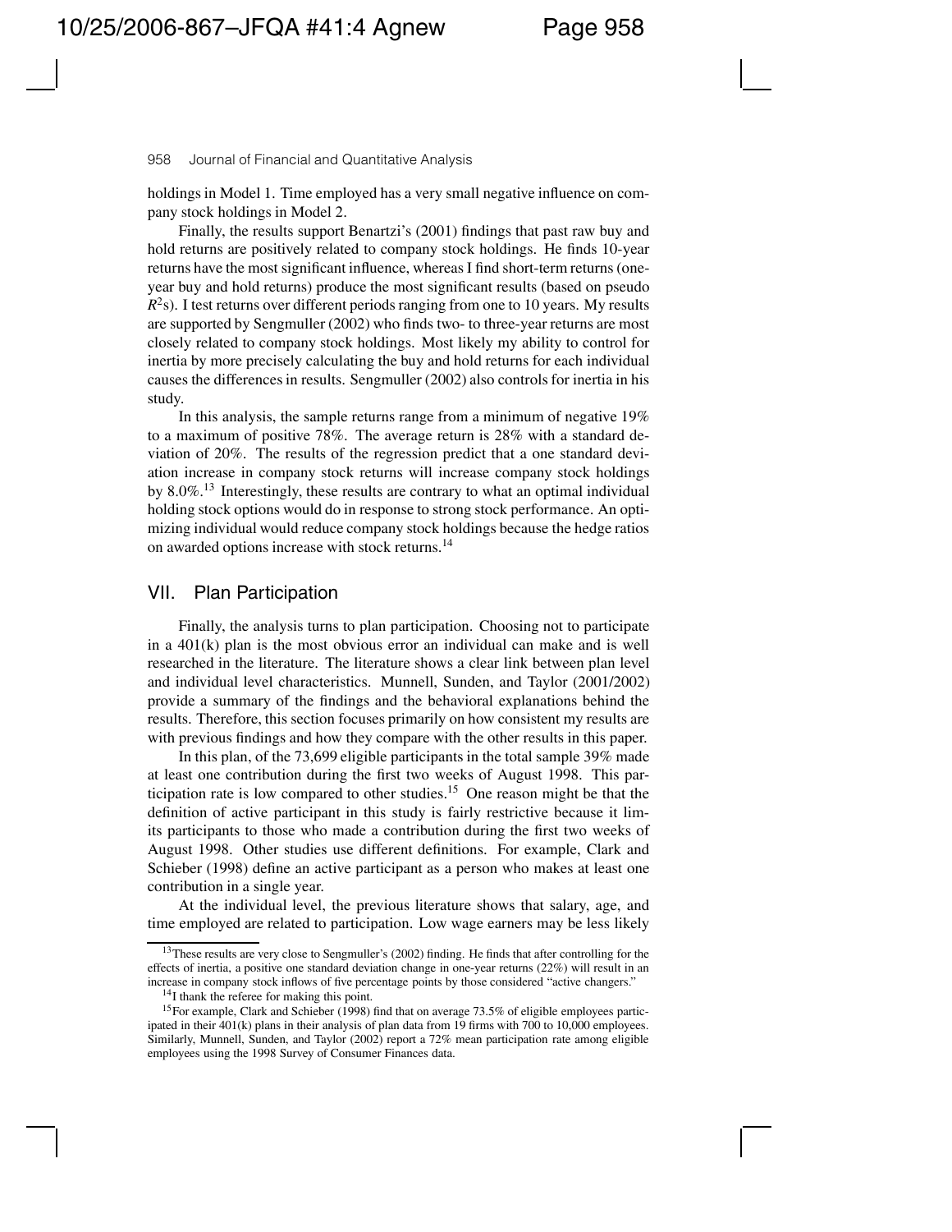holdings in Model 1. Time employed has a very small negative influence on company stock holdings in Model 2.

Finally, the results support Benartzi's (2001) findings that past raw buy and hold returns are positively related to company stock holdings. He finds 10-year returns have the most significant influence, whereas I find short-term returns (one-year buy and hold returns) produce the most significant results (based on pseudo $R^2$s). I test returns over different periods ranging from one to 10 years. My results are supported by Sengmuller (2002) who finds two- to three-year returns are most closely related to company stock holdings. Most likely my ability to control for inertia by more precisely calculating the buy and hold returns for each individual causes the differences in results. Sengmuller (2002) also controls for inertia in his study.

In this analysis, the sample returns range from a minimum of negative 19% to a maximum of positive 78%. The average return is 28% with a standard deviation of 20%. The results of the regression predict that a one standard deviation increase in company stock returns will increase company stock holdings by 8.0%.[13] Interestingly, these results are contrary to what an optimal individual holding stock options would do in response to strong stock performance. An optimizing individual would reduce company stock holdings because the hedge ratios on awarded options increase with stock returns.[14]

## VII. Plan Participation

Finally, the analysis turns to plan participation. Choosing not to participate in a 401(k) plan is the most obvious error an individual can make and is well researched in the literature. The literature shows a clear link between plan level and individual level characteristics. Munnell, Sunden, and Taylor (2001/2002) provide a summary of the findings and the behavioral explanations behind the results. Therefore, this section focuses primarily on how consistent my results are with previous findings and how they compare with the other results in this paper.

In this plan, of the 73,699 eligible participants in the total sample 39% made at least one contribution during the first two weeks of August 1998. This participation rate is low compared to other studies.[15] One reason might be that the definition of active participant in this study is fairly restrictive because it limits participants to those who made a contribution during the first two weeks of August 1998. Other studies use different definitions. For example, Clark and Schieber (1998) define an active participant as a person who makes at least one contribution in a single year.

At the individual level, the previous literature shows that salary, age, and time employed are related to participation. Low wage earners may be less likely

---

[13] These results are very close to Sengmuller's (2002) finding. He finds that after controlling for the effects of inertia, a positive one standard deviation change in one-year returns (22%) will result in an increase in company stock inflows of five percentage points by those considered "active changers."

[14] I thank the referee for making this point.

[15] For example, Clark and Schieber (1998) find that on average 73.5% of eligible employees participated in their 401(k) plans in their analysis of plan data from 19 firms with 700 to 10,000 employees. Similarly, Munnell, Sunden, and Taylor (2002) report a 72% mean participation rate among eligible employees using the 1998 Survey of Consumer Finances data.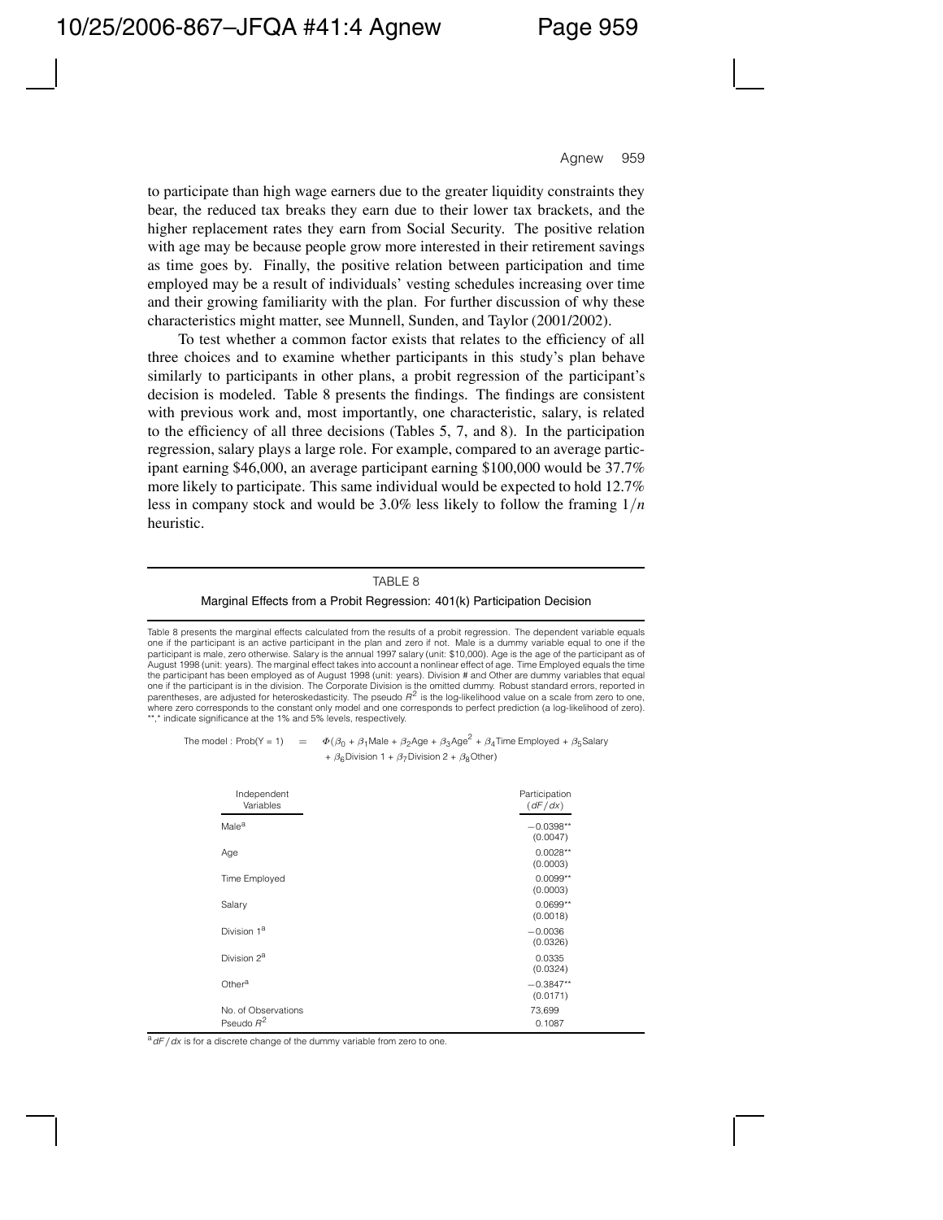to participate than high wage earners due to the greater liquidity constraints they bear, the reduced tax breaks they earn due to their lower tax brackets, and the higher replacement rates they earn from Social Security. The positive relation with age may be because people grow more interested in their retirement savings as time goes by. Finally, the positive relation between participation and time employed may be a result of individuals' vesting schedules increasing over time and their growing familiarity with the plan. For further discussion of why these characteristics might matter, see Munnell, Sunden, and Taylor (2001/2002).

To test whether a common factor exists that relates to the efficiency of all three choices and to examine whether participants in this study's plan behave similarly to participants in other plans, a probit regression of the participant's decision is modeled. Table 8 presents the findings. The findings are consistent with previous work and, most importantly, one characteristic, salary, is related to the efficiency of all three decisions (Tables 5, 7, and 8). In the participation regression, salary plays a large role. For example, compared to an average participant earning \$46,000, an average participant earning \$100,000 would be 37.7% more likely to participate. This same individual would be expected to hold 12.7% less in company stock and would be 3.0% less likely to follow the framing $1/n$ heuristic.

TABLE 8

Marginal Effects from a Probit Regression: 401(k) Participation Decision

Table 8 presents the marginal effects calculated from the results of a probit regression. The dependent variable equals one if the participant is an active participant in the plan and zero if not. Male is a dummy variable equal to one if the participant is male, zero otherwise. Salary is the annual 1997 salary (unit: \$10,000). Age is the age of the participant as of August 1998 (unit: years). The marginal effect takes into account a nonlinear effect of age. Time Employed equals the time the participant has been employed as of August 1998 (unit: years). Division # and Other are dummy variables that equal one if the participant is in the division. The Corporate Division is the omitted dummy. Robust standard errors, reported in parentheses, are adjusted for heteroskedasticity. The pseudo $R^2$ is the log-likelihood value on a scale from zero to one, where zero corresponds to the constant only model and one corresponds to perfect prediction (a log-likelihood of zero). **,* indicate significance at the 1% and 5% levels, respectively.

$$\text{The model: Prob}(Y=1) = \Phi(\beta_0 + \beta_1\text{Male} + \beta_2\text{Age} + \beta_3\text{Age}^2 + \beta_4\text{Time Employed} + \beta_5\text{Salary} + \beta_6\text{Division 1} + \beta_7\text{Division 2} + \beta_8\text{Other})$$

| Independent Variables | Participation ($dF/dx$) |
|---|---|
| Male[a] | −0.0398** (0.0047) |
| Age | 0.0028** (0.0003) |
| Time Employed | 0.0099** (0.0003) |
| Salary | 0.0699** (0.0018) |
| Division 1[a] | −0.0036 (0.0326) |
| Division 2[a] | 0.0335 (0.0324) |
| Other[a] | −0.3847** (0.0171) |
| No. of Observations | 73,699 |
| Pseudo $R^2$ | 0.1087 |

[a] $dF/dx$ is for a discrete change of the dummy variable from zero to one.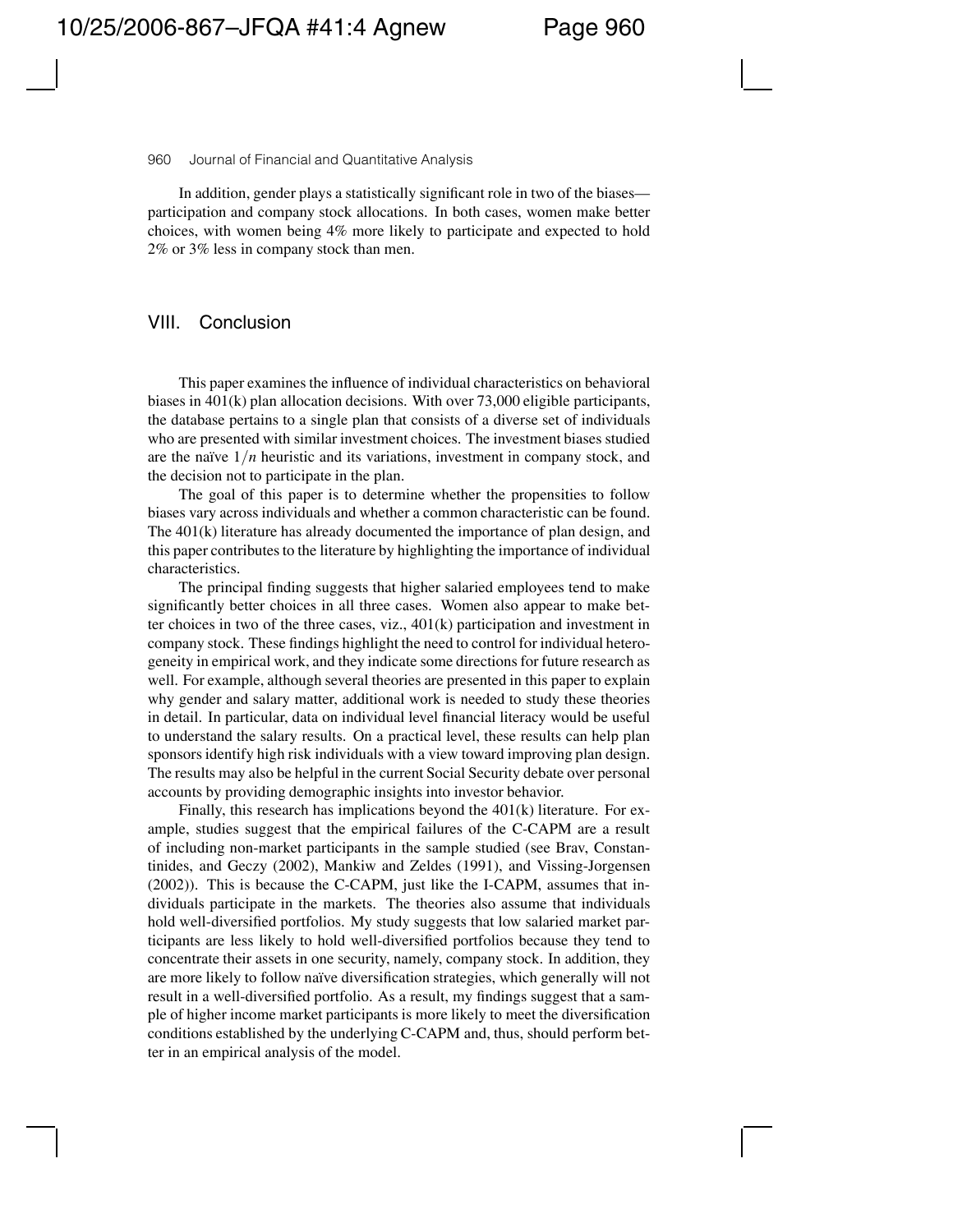In addition, gender plays a statistically significant role in two of the biases—participation and company stock allocations. In both cases, women make better choices, with women being 4% more likely to participate and expected to hold 2% or 3% less in company stock than men.

## VIII. Conclusion

This paper examines the influence of individual characteristics on behavioral biases in 401(k) plan allocation decisions. With over 73,000 eligible participants, the database pertains to a single plan that consists of a diverse set of individuals who are presented with similar investment choices. The investment biases studied are the naïve $1/n$ heuristic and its variations, investment in company stock, and the decision not to participate in the plan.

The goal of this paper is to determine whether the propensities to follow biases vary across individuals and whether a common characteristic can be found. The 401(k) literature has already documented the importance of plan design, and this paper contributes to the literature by highlighting the importance of individual characteristics.

The principal finding suggests that higher salaried employees tend to make significantly better choices in all three cases. Women also appear to make better choices in two of the three cases, viz., 401(k) participation and investment in company stock. These findings highlight the need to control for individual heterogeneity in empirical work, and they indicate some directions for future research as well. For example, although several theories are presented in this paper to explain why gender and salary matter, additional work is needed to study these theories in detail. In particular, data on individual level financial literacy would be useful to understand the salary results. On a practical level, these results can help plan sponsors identify high risk individuals with a view toward improving plan design. The results may also be helpful in the current Social Security debate over personal accounts by providing demographic insights into investor behavior.

Finally, this research has implications beyond the 401(k) literature. For example, studies suggest that the empirical failures of the C-CAPM are a result of including non-market participants in the sample studied (see Brav, Constantinides, and Geczy (2002), Mankiw and Zeldes (1991), and Vissing-Jorgensen (2002)). This is because the C-CAPM, just like the I-CAPM, assumes that individuals participate in the markets. The theories also assume that individuals hold well-diversified portfolios. My study suggests that low salaried market participants are less likely to hold well-diversified portfolios because they tend to concentrate their assets in one security, namely, company stock. In addition, they are more likely to follow naïve diversification strategies, which generally will not result in a well-diversified portfolio. As a result, my findings suggest that a sample of higher income market participants is more likely to meet the diversification conditions established by the underlying C-CAPM and, thus, should perform better in an empirical analysis of the model.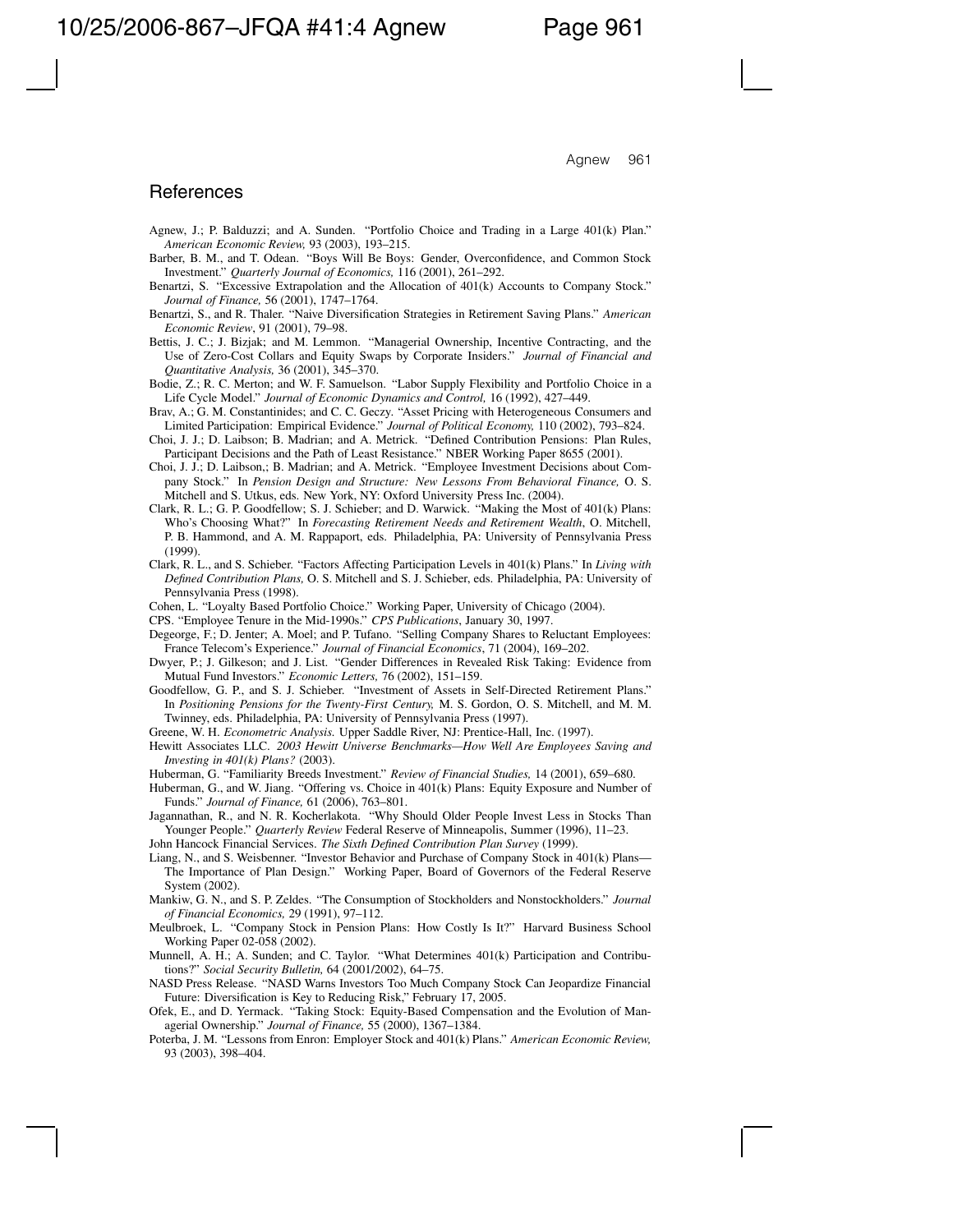## References

Agnew, J.; P. Balduzzi; and A. Sunden. "Portfolio Choice and Trading in a Large 401(k) Plan." *American Economic Review,* 93 (2003), 193–215.

Barber, B. M., and T. Odean. "Boys Will Be Boys: Gender, Overconfidence, and Common Stock Investment." *Quarterly Journal of Economics,* 116 (2001), 261–292.

Benartzi, S. "Excessive Extrapolation and the Allocation of 401(k) Accounts to Company Stock." *Journal of Finance,* 56 (2001), 1747–1764.

Benartzi, S., and R. Thaler. "Naive Diversification Strategies in Retirement Saving Plans." *American Economic Review*, 91 (2001), 79–98.

Bettis, J. C.; J. Bizjak; and M. Lemmon. "Managerial Ownership, Incentive Contracting, and the Use of Zero-Cost Collars and Equity Swaps by Corporate Insiders." *Journal of Financial and Quantitative Analysis,* 36 (2001), 345–370.

Bodie, Z.; R. C. Merton; and W. F. Samuelson. "Labor Supply Flexibility and Portfolio Choice in a Life Cycle Model." *Journal of Economic Dynamics and Control,* 16 (1992), 427–449.

Brav, A.; G. M. Constantinides; and C. C. Geczy. "Asset Pricing with Heterogeneous Consumers and Limited Participation: Empirical Evidence." *Journal of Political Economy,* 110 (2002), 793–824.

Choi, J. J.; D. Laibson; B. Madrian; and A. Metrick. "Defined Contribution Pensions: Plan Rules, Participant Decisions and the Path of Least Resistance." NBER Working Paper 8655 (2001).

Choi, J. J.; D. Laibson,; B. Madrian; and A. Metrick. "Employee Investment Decisions about Company Stock." In *Pension Design and Structure: New Lessons From Behavioral Finance,* O. S. Mitchell and S. Utkus, eds. New York, NY: Oxford University Press Inc. (2004).

Clark, R. L.; G. P. Goodfellow; S. J. Schieber; and D. Warwick. "Making the Most of 401(k) Plans: Who's Choosing What?" In *Forecasting Retirement Needs and Retirement Wealth*, O. Mitchell, P. B. Hammond, and A. M. Rappaport, eds. Philadelphia, PA: University of Pennsylvania Press (1999).

Clark, R. L., and S. Schieber. "Factors Affecting Participation Levels in 401(k) Plans." In *Living with Defined Contribution Plans,* O. S. Mitchell and S. J. Schieber, eds. Philadelphia, PA: University of Pennsylvania Press (1998).

Cohen, L. "Loyalty Based Portfolio Choice." Working Paper, University of Chicago (2004).

CPS. "Employee Tenure in the Mid-1990s." *CPS Publications*, January 30, 1997.

Degeorge, F.; D. Jenter; A. Moel; and P. Tufano. "Selling Company Shares to Reluctant Employees: France Telecom's Experience." *Journal of Financial Economics*, 71 (2004), 169–202.

Dwyer, P.; J. Gilkeson; and J. List. "Gender Differences in Revealed Risk Taking: Evidence from Mutual Fund Investors." *Economic Letters,* 76 (2002), 151–159.

Goodfellow, G. P., and S. J. Schieber. "Investment of Assets in Self-Directed Retirement Plans." In *Positioning Pensions for the Twenty-First Century,* M. S. Gordon, O. S. Mitchell, and M. M. Twinney, eds. Philadelphia, PA: University of Pennsylvania Press (1997).

Greene, W. H. *Econometric Analysis.* Upper Saddle River, NJ: Prentice-Hall, Inc. (1997).

Hewitt Associates LLC. *2003 Hewitt Universe Benchmarks—How Well Are Employees Saving and Investing in 401(k) Plans?* (2003).

Huberman, G. "Familiarity Breeds Investment." *Review of Financial Studies,* 14 (2001), 659–680.

Huberman, G., and W. Jiang. "Offering vs. Choice in 401(k) Plans: Equity Exposure and Number of Funds." *Journal of Finance,* 61 (2006), 763–801.

Jagannathan, R., and N. R. Kocherlakota. "Why Should Older People Invest Less in Stocks Than Younger People." *Quarterly Review* Federal Reserve of Minneapolis, Summer (1996), 11–23.

John Hancock Financial Services. *The Sixth Defined Contribution Plan Survey* (1999).

Liang, N., and S. Weisbenner. "Investor Behavior and Purchase of Company Stock in 401(k) Plans—The Importance of Plan Design." Working Paper, Board of Governors of the Federal Reserve System (2002).

Mankiw, G. N., and S. P. Zeldes. "The Consumption of Stockholders and Nonstockholders." *Journal of Financial Economics,* 29 (1991), 97–112.

Meulbroek, L. "Company Stock in Pension Plans: How Costly Is It?" Harvard Business School Working Paper 02-058 (2002).

Munnell, A. H.; A. Sunden; and C. Taylor. "What Determines 401(k) Participation and Contributions?" *Social Security Bulletin,* 64 (2001/2002), 64–75.

NASD Press Release. "NASD Warns Investors Too Much Company Stock Can Jeopardize Financial Future: Diversification is Key to Reducing Risk," February 17, 2005.

Ofek, E., and D. Yermack. "Taking Stock: Equity-Based Compensation and the Evolution of Managerial Ownership." *Journal of Finance,* 55 (2000), 1367–1384.

Poterba, J. M. "Lessons from Enron: Employer Stock and 401(k) Plans." *American Economic Review,* 93 (2003), 398–404.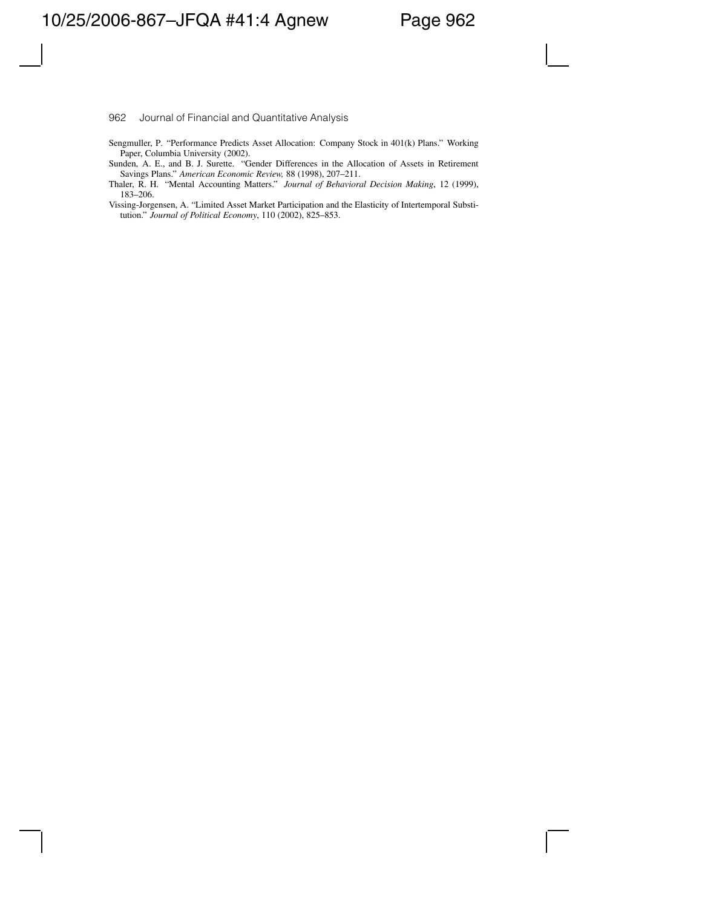Sengmuller, P. "Performance Predicts Asset Allocation: Company Stock in 401(k) Plans." Working Paper, Columbia University (2002).

Sunden, A. E., and B. J. Surette. "Gender Differences in the Allocation of Assets in Retirement Savings Plans." *American Economic Review,* 88 (1998), 207–211.

Thaler, R. H. "Mental Accounting Matters." *Journal of Behavioral Decision Making*, 12 (1999), 183–206.

Vissing-Jorgensen, A. "Limited Asset Market Participation and the Elasticity of Intertemporal Substitution." *Journal of Political Economy*, 110 (2002), 825–853.